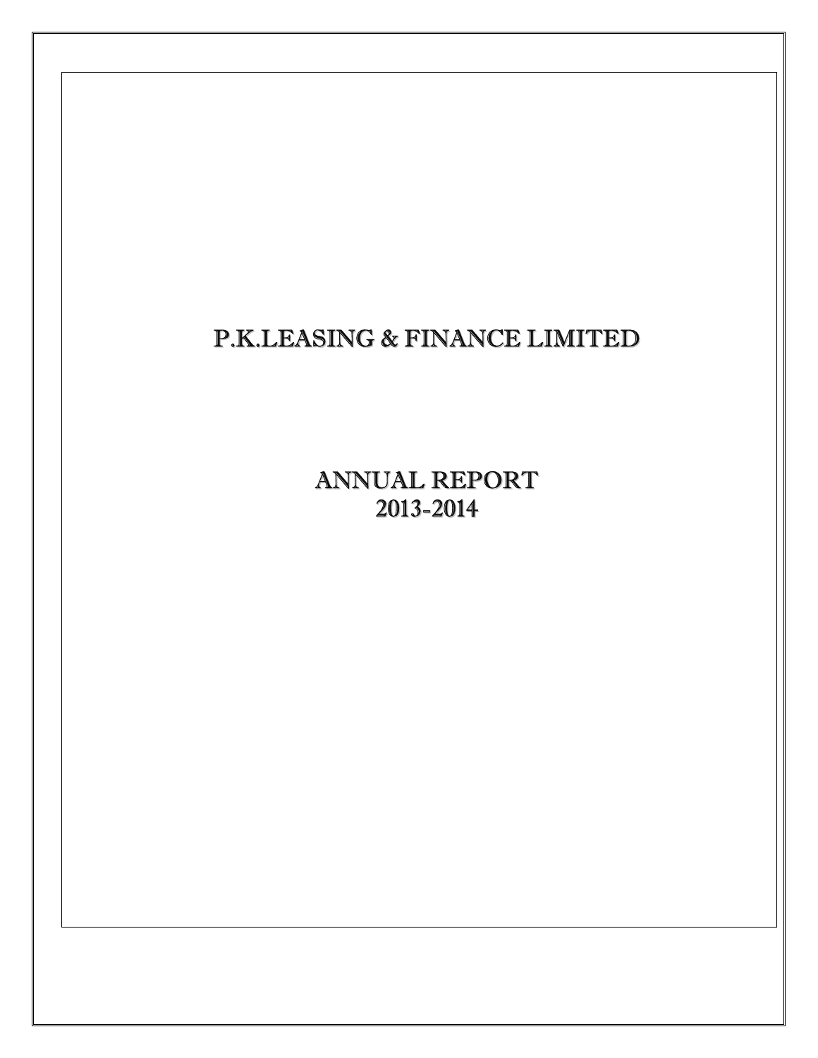# P.K.LEASING & FINANCE LIMITED

## ANNUAL REPORT
## 2013-2014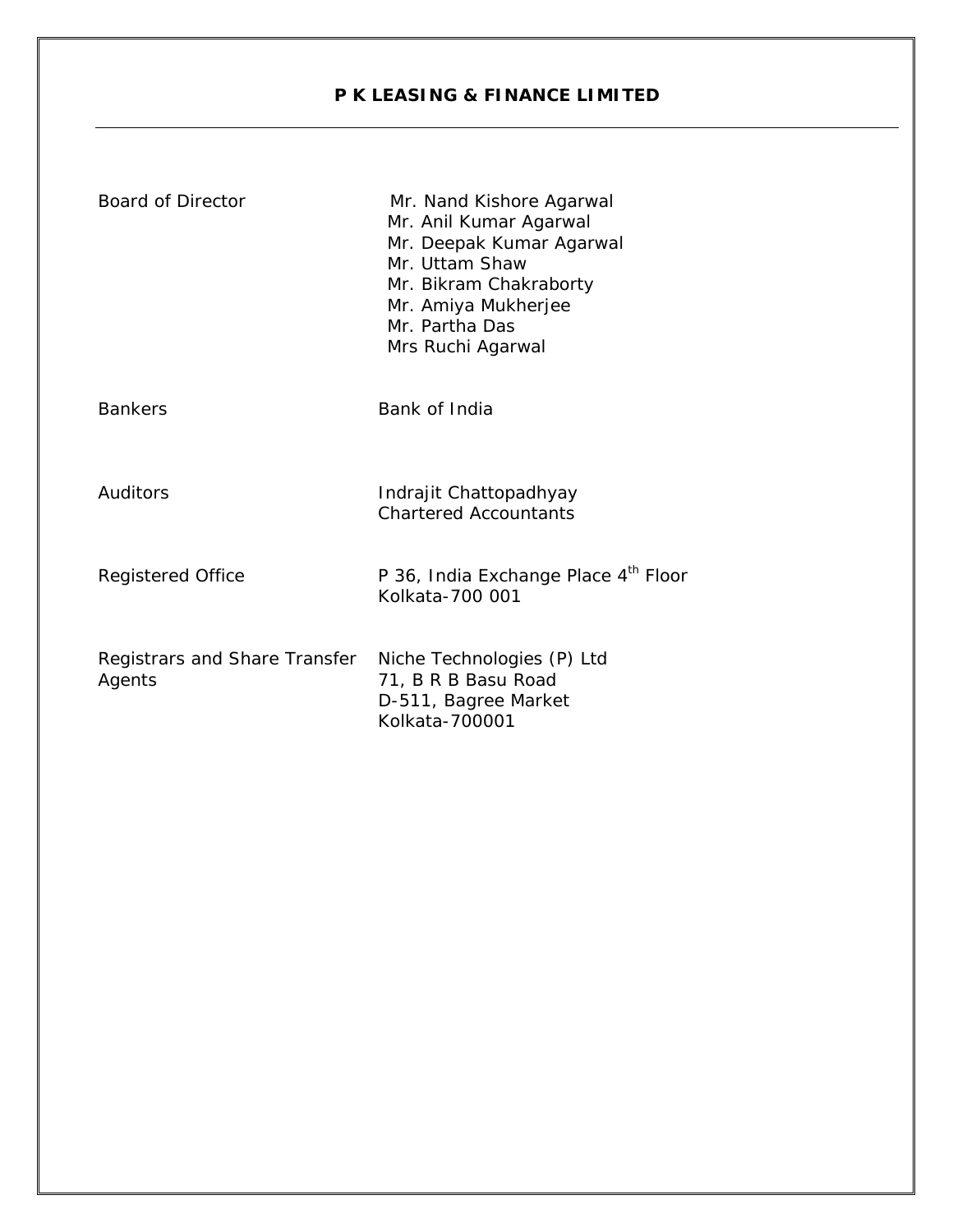# P K LEASING & FINANCE LIMITED

| | |
|---|---|
| Board of Director | Mr. Nand Kishore Agarwal<br>Mr. Anil Kumar Agarwal<br>Mr. Deepak Kumar Agarwal<br>Mr. Uttam Shaw<br>Mr. Bikram Chakraborty<br>Mr. Amiya Mukherjee<br>Mr. Partha Das<br>Mrs Ruchi Agarwal |
| Bankers | Bank of India |
| Auditors | Indrajit Chattopadhyay<br>Chartered Accountants |
| Registered Office | P 36, India Exchange Place 4th Floor<br>Kolkata-700 001 |
| Registrars and Share Transfer Agents | Niche Technologies (P) Ltd<br>71, B R B Basu Road<br>D-511, Bagree Market<br>Kolkata-700001 |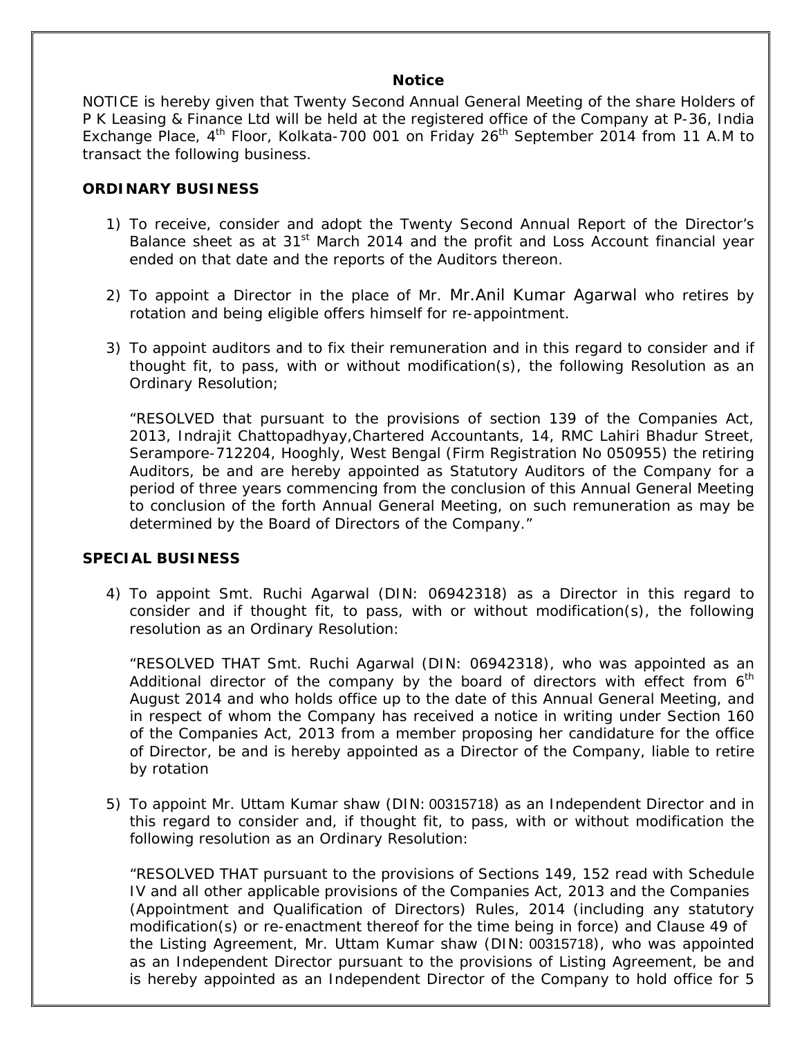## Notice

NOTICE is hereby given that Twenty Second Annual General Meeting of the share Holders of P K Leasing & Finance Ltd will be held at the registered office of the Company at P-36, India Exchange Place, 4th Floor, Kolkata-700 001 on Friday 26th September 2014 from 11 A.M to transact the following business.

### ORDINARY BUSINESS

1) To receive, consider and adopt the Twenty Second Annual Report of the Director's Balance sheet as at 31st March 2014 and the profit and Loss Account financial year ended on that date and the reports of the Auditors thereon.

2) To appoint a Director in the place of Mr. Mr.Anil Kumar Agarwal who retires by rotation and being eligible offers himself for re-appointment.

3) To appoint auditors and to fix their remuneration and in this regard to consider and if thought fit, to pass, with or without modification(s), the following Resolution as an Ordinary Resolution;

   "RESOLVED that pursuant to the provisions of section 139 of the Companies Act, 2013, Indrajit Chattopadhyay,Chartered Accountants, 14, RMC Lahiri Bhadur Street, Serampore-712204, Hooghly, West Bengal (Firm Registration No 050955) the retiring Auditors, be and are hereby appointed as Statutory Auditors of the Company for a period of three years commencing from the conclusion of this Annual General Meeting to conclusion of the forth Annual General Meeting, on such remuneration as may be determined by the Board of Directors of the Company."

### SPECIAL BUSINESS

4) To appoint Smt. Ruchi Agarwal (DIN: 06942318) as a Director in this regard to consider and if thought fit, to pass, with or without modification(s), the following resolution as an Ordinary Resolution:

   "RESOLVED THAT Smt. Ruchi Agarwal (DIN: 06942318), who was appointed as an Additional director of the company by the board of directors with effect from 6th August 2014 and who holds office up to the date of this Annual General Meeting, and in respect of whom the Company has received a notice in writing under Section 160 of the Companies Act, 2013 from a member proposing her candidature for the office of Director, be and is hereby appointed as a Director of the Company, liable to retire by rotation

5) To appoint Mr. Uttam Kumar shaw (DIN: 00315718) as an Independent Director and in this regard to consider and, if thought fit, to pass, with or without modification the following resolution as an Ordinary Resolution:

   "RESOLVED THAT pursuant to the provisions of Sections 149, 152 read with Schedule IV and all other applicable provisions of the Companies Act, 2013 and the Companies (Appointment and Qualification of Directors) Rules, 2014 (including any statutory modification(s) or re-enactment thereof for the time being in force) and Clause 49 of the Listing Agreement, Mr. Uttam Kumar shaw (DIN: 00315718), who was appointed as an Independent Director pursuant to the provisions of Listing Agreement, be and is hereby appointed as an Independent Director of the Company to hold office for 5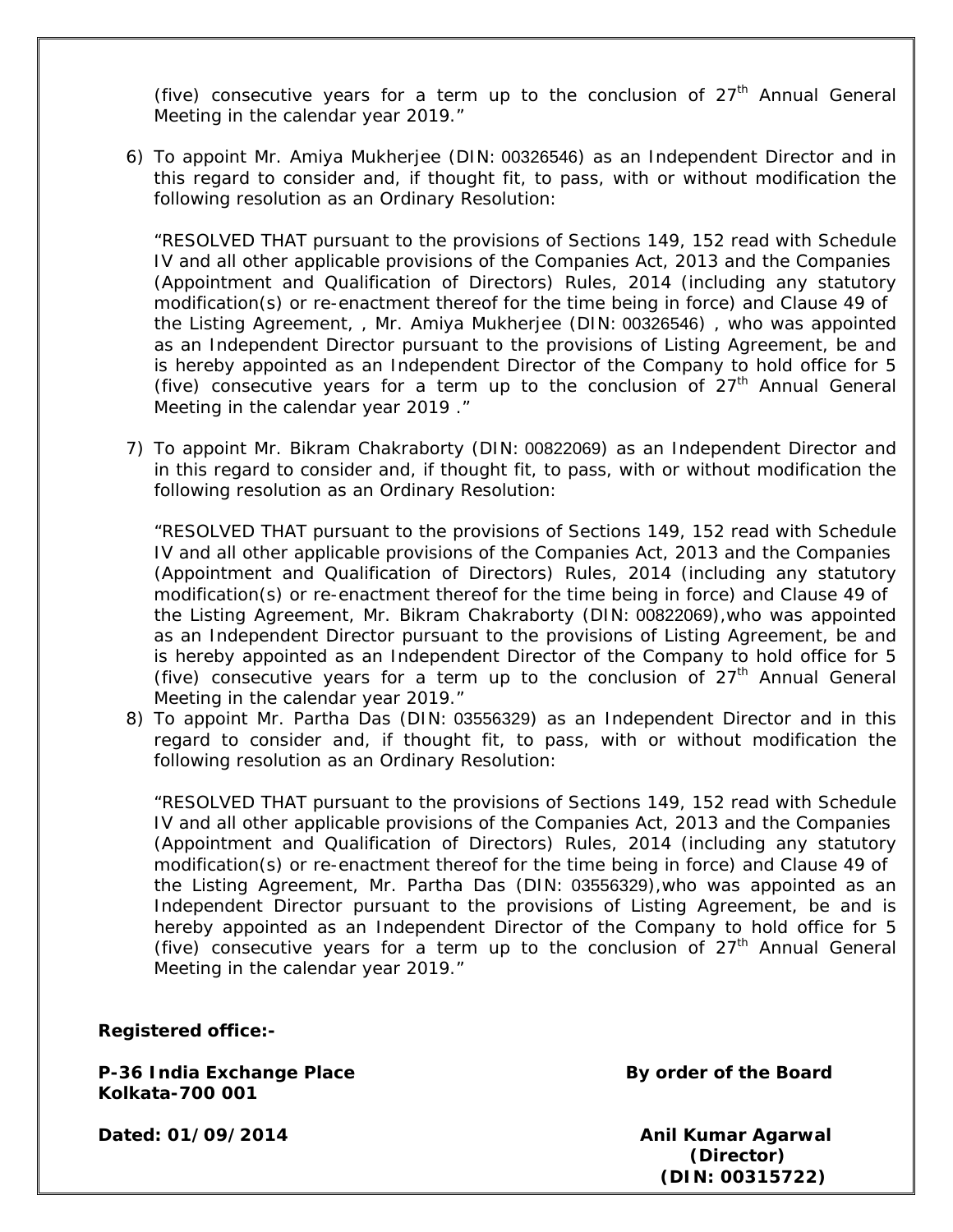(five) consecutive years for a term up to the conclusion of 27th Annual General Meeting in the calendar year 2019."

6) To appoint Mr. Amiya Mukherjee (DIN: 00326546) as an Independent Director and in this regard to consider and, if thought fit, to pass, with or without modification the following resolution as an Ordinary Resolution:

   "RESOLVED THAT pursuant to the provisions of Sections 149, 152 read with Schedule IV and all other applicable provisions of the Companies Act, 2013 and the Companies (Appointment and Qualification of Directors) Rules, 2014 (including any statutory modification(s) or re-enactment thereof for the time being in force) and Clause 49 of the Listing Agreement, , Mr. Amiya Mukherjee (DIN: 00326546) , who was appointed as an Independent Director pursuant to the provisions of Listing Agreement, be and is hereby appointed as an Independent Director of the Company to hold office for 5 (five) consecutive years for a term up to the conclusion of 27th Annual General Meeting in the calendar year 2019 ."

7) To appoint Mr. Bikram Chakraborty (DIN: 00822069) as an Independent Director and in this regard to consider and, if thought fit, to pass, with or without modification the following resolution as an Ordinary Resolution:

   "RESOLVED THAT pursuant to the provisions of Sections 149, 152 read with Schedule IV and all other applicable provisions of the Companies Act, 2013 and the Companies (Appointment and Qualification of Directors) Rules, 2014 (including any statutory modification(s) or re-enactment thereof for the time being in force) and Clause 49 of the Listing Agreement, Mr. Bikram Chakraborty (DIN: 00822069),who was appointed as an Independent Director pursuant to the provisions of Listing Agreement, be and is hereby appointed as an Independent Director of the Company to hold office for 5 (five) consecutive years for a term up to the conclusion of 27th Annual General Meeting in the calendar year 2019."

8) To appoint Mr. Partha Das (DIN: 03556329) as an Independent Director and in this regard to consider and, if thought fit, to pass, with or without modification the following resolution as an Ordinary Resolution:

   "RESOLVED THAT pursuant to the provisions of Sections 149, 152 read with Schedule IV and all other applicable provisions of the Companies Act, 2013 and the Companies (Appointment and Qualification of Directors) Rules, 2014 (including any statutory modification(s) or re-enactment thereof for the time being in force) and Clause 49 of the Listing Agreement, Mr. Partha Das (DIN: 03556329),who was appointed as an Independent Director pursuant to the provisions of Listing Agreement, be and is hereby appointed as an Independent Director of the Company to hold office for 5 (five) consecutive years for a term up to the conclusion of 27th Annual General Meeting in the calendar year 2019."

**Registered office:-**

**P-36 India Exchange Place**
**Kolkata-700 001**

**By order of the Board**

**Dated: 01/09/2014**

**Anil Kumar Agarwal**
**(Director)**
**(DIN: 00315722)**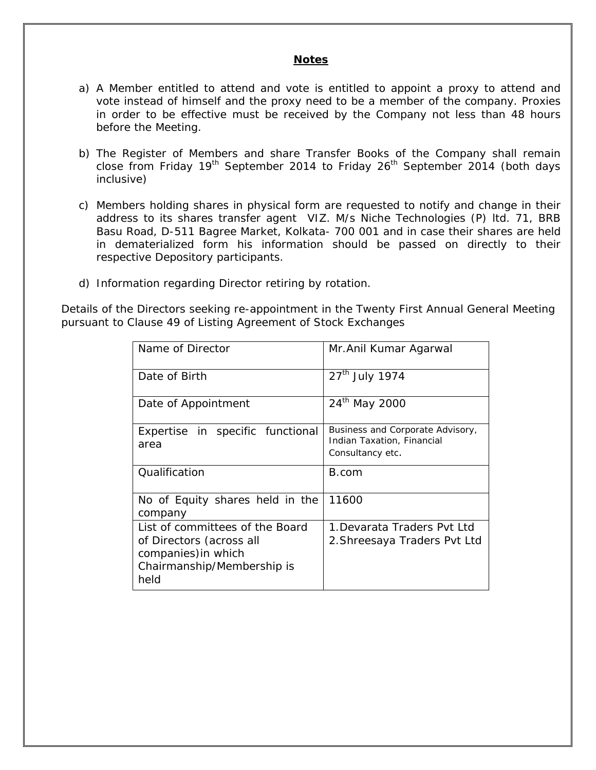## Notes

a) A Member entitled to attend and vote is entitled to appoint a proxy to attend and vote instead of himself and the proxy need to be a member of the company. Proxies in order to be effective must be received by the Company not less than 48 hours before the Meeting.

b) The Register of Members and share Transfer Books of the Company shall remain close from Friday 19th September 2014 to Friday 26th September 2014 (both days inclusive)

c) Members holding shares in physical form are requested to notify and change in their address to its shares transfer agent VIZ. M/s Niche Technologies (P) ltd. 71, BRB Basu Road, D-511 Bagree Market, Kolkata- 700 001 and in case their shares are held in dematerialized form his information should be passed on directly to their respective Depository participants.

d) Information regarding Director retiring by rotation.

Details of the Directors seeking re-appointment in the Twenty First Annual General Meeting pursuant to Clause 49 of Listing Agreement of Stock Exchanges

| Name of Director | Mr.Anil Kumar Agarwal |
|---|---|
| Date of Birth | 27th July 1974 |
| Date of Appointment | 24th May 2000 |
| Expertise in specific functional area | Business and Corporate Advisory, Indian Taxation, Financial Consultancy etc. |
| Qualification | B.com |
| No of Equity shares held in the company | 11600 |
| List of committees of the Board of Directors (across all companies)in which Chairmanship/Membership is held | 1.Devarata Traders Pvt Ltd<br>2.Shreesaya Traders Pvt Ltd |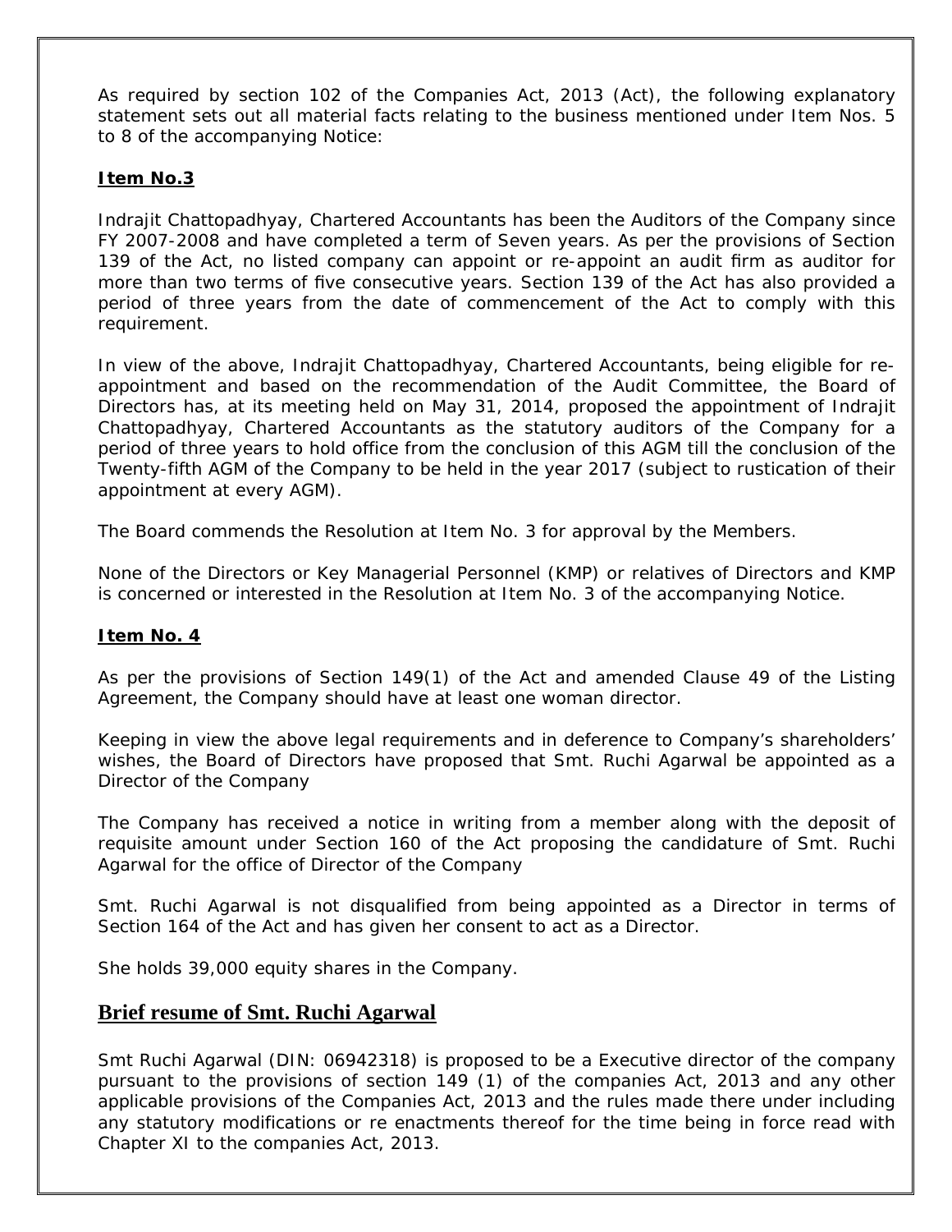As required by section 102 of the Companies Act, 2013 (Act), the following explanatory statement sets out all material facts relating to the business mentioned under Item Nos. 5 to 8 of the accompanying Notice:

**Item No.3**

Indrajit Chattopadhyay, Chartered Accountants has been the Auditors of the Company since FY 2007-2008 and have completed a term of Seven years. As per the provisions of Section 139 of the Act, no listed company can appoint or re-appoint an audit firm as auditor for more than two terms of five consecutive years. Section 139 of the Act has also provided a period of three years from the date of commencement of the Act to comply with this requirement.

In view of the above, Indrajit Chattopadhyay, Chartered Accountants, being eligible for re-appointment and based on the recommendation of the Audit Committee, the Board of Directors has, at its meeting held on May 31, 2014, proposed the appointment of Indrajit Chattopadhyay, Chartered Accountants as the statutory auditors of the Company for a period of three years to hold office from the conclusion of this AGM till the conclusion of the Twenty-fifth AGM of the Company to be held in the year 2017 (subject to rustication of their appointment at every AGM).

The Board commends the Resolution at Item No. 3 for approval by the Members.

None of the Directors or Key Managerial Personnel (KMP) or relatives of Directors and KMP is concerned or interested in the Resolution at Item No. 3 of the accompanying Notice.

**Item No. 4**

As per the provisions of Section 149(1) of the Act and amended Clause 49 of the Listing Agreement, the Company should have at least one woman director.

Keeping in view the above legal requirements and in deference to Company's shareholders' wishes, the Board of Directors have proposed that Smt. Ruchi Agarwal be appointed as a Director of the Company

The Company has received a notice in writing from a member along with the deposit of requisite amount under Section 160 of the Act proposing the candidature of Smt. Ruchi Agarwal for the office of Director of the Company

Smt. Ruchi Agarwal is not disqualified from being appointed as a Director in terms of Section 164 of the Act and has given her consent to act as a Director.

She holds 39,000 equity shares in the Company.

## Brief resume of Smt. Ruchi Agarwal

Smt Ruchi Agarwal (DIN: 06942318) is proposed to be a Executive director of the company pursuant to the provisions of section 149 (1) of the companies Act, 2013 and any other applicable provisions of the Companies Act, 2013 and the rules made there under including any statutory modifications or re enactments thereof for the time being in force read with Chapter XI to the companies Act, 2013.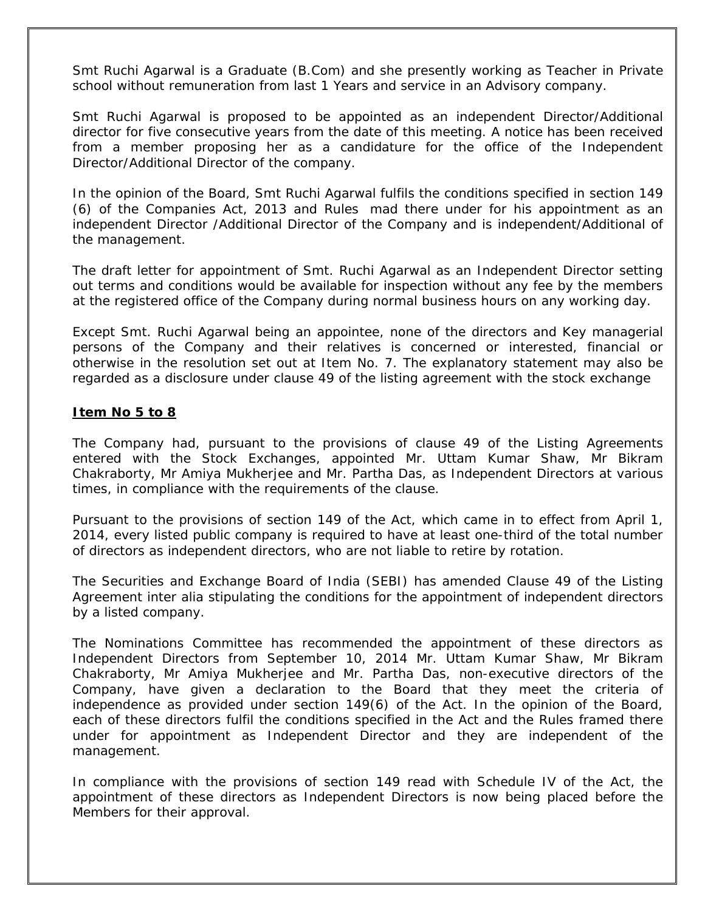Smt Ruchi Agarwal is a Graduate (B.Com) and she presently working as Teacher in Private school without remuneration from last 1 Years and service in an Advisory company.

Smt Ruchi Agarwal is proposed to be appointed as an independent Director/Additional director for five consecutive years from the date of this meeting. A notice has been received from a member proposing her as a candidature for the office of the Independent Director/Additional Director of the company.

In the opinion of the Board, Smt Ruchi Agarwal fulfils the conditions specified in section 149 (6) of the Companies Act, 2013 and Rules mad there under for his appointment as an independent Director /Additional Director of the Company and is independent/Additional of the management.

The draft letter for appointment of Smt. Ruchi Agarwal as an Independent Director setting out terms and conditions would be available for inspection without any fee by the members at the registered office of the Company during normal business hours on any working day.

Except Smt. Ruchi Agarwal being an appointee, none of the directors and Key managerial persons of the Company and their relatives is concerned or interested, financial or otherwise in the resolution set out at Item No. 7. The explanatory statement may also be regarded as a disclosure under clause 49 of the listing agreement with the stock exchange

**Item No 5 to 8**

The Company had, pursuant to the provisions of clause 49 of the Listing Agreements entered with the Stock Exchanges, appointed Mr. Uttam Kumar Shaw, Mr Bikram Chakraborty, Mr Amiya Mukherjee and Mr. Partha Das, as Independent Directors at various times, in compliance with the requirements of the clause.

Pursuant to the provisions of section 149 of the Act, which came in to effect from April 1, 2014, every listed public company is required to have at least one-third of the total number of directors as independent directors, who are not liable to retire by rotation.

The Securities and Exchange Board of India (SEBI) has amended Clause 49 of the Listing Agreement inter alia stipulating the conditions for the appointment of independent directors by a listed company.

The Nominations Committee has recommended the appointment of these directors as Independent Directors from September 10, 2014 Mr. Uttam Kumar Shaw, Mr Bikram Chakraborty, Mr Amiya Mukherjee and Mr. Partha Das, non-executive directors of the Company, have given a declaration to the Board that they meet the criteria of independence as provided under section 149(6) of the Act. In the opinion of the Board, each of these directors fulfil the conditions specified in the Act and the Rules framed there under for appointment as Independent Director and they are independent of the management.

In compliance with the provisions of section 149 read with Schedule IV of the Act, the appointment of these directors as Independent Directors is now being placed before the Members for their approval.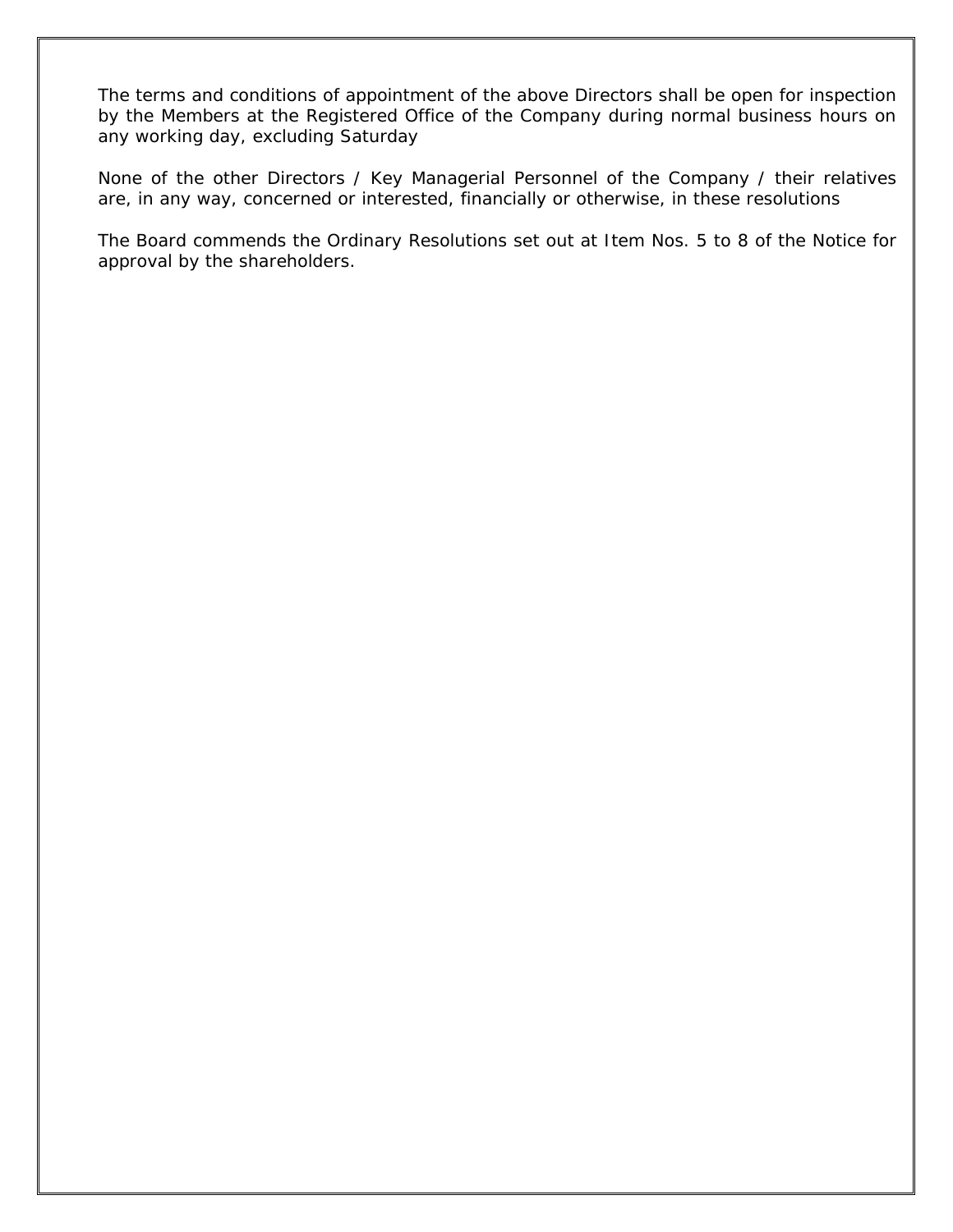The terms and conditions of appointment of the above Directors shall be open for inspection by the Members at the Registered Office of the Company during normal business hours on any working day, excluding Saturday

None of the other Directors / Key Managerial Personnel of the Company / their relatives are, in any way, concerned or interested, financially or otherwise, in these resolutions

The Board commends the Ordinary Resolutions set out at Item Nos. 5 to 8 of the Notice for approval by the shareholders.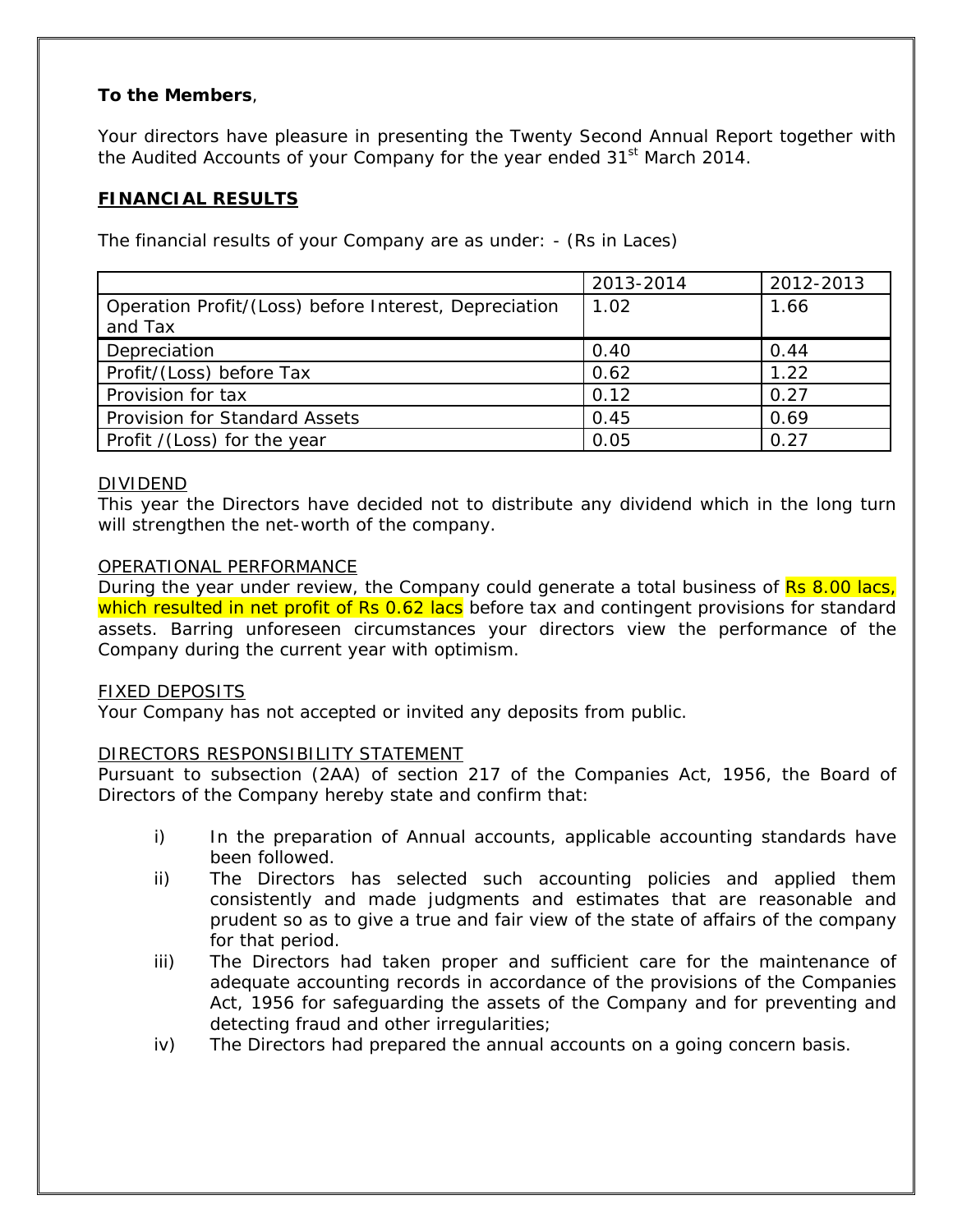**To the Members**,

Your directors have pleasure in presenting the Twenty Second Annual Report together with the Audited Accounts of your Company for the year ended 31st March 2014.

**FINANCIAL RESULTS**

The financial results of your Company are as under: - (Rs in Laces)

| | 2013-2014 | 2012-2013 |
|---|---|---|
| Operation Profit/(Loss) before Interest, Depreciation and Tax | 1.02 | 1.66 |
| Depreciation | 0.40 | 0.44 |
| Profit/(Loss) before Tax | 0.62 | 1.22 |
| Provision for tax | 0.12 | 0.27 |
| Provision for Standard Assets | 0.45 | 0.69 |
| Profit /(Loss) for the year | 0.05 | 0.27 |

DIVIDEND

This year the Directors have decided not to distribute any dividend which in the long turn will strengthen the net-worth of the company.

OPERATIONAL PERFORMANCE

During the year under review, the Company could generate a total business of Rs 8.00 lacs, which resulted in net profit of Rs 0.62 lacs before tax and contingent provisions for standard assets. Barring unforeseen circumstances your directors view the performance of the Company during the current year with optimism.

FIXED DEPOSITS

Your Company has not accepted or invited any deposits from public.

DIRECTORS RESPONSIBILITY STATEMENT

Pursuant to subsection (2AA) of section 217 of the Companies Act, 1956, the Board of Directors of the Company hereby state and confirm that:

i) In the preparation of Annual accounts, applicable accounting standards have been followed.
ii) The Directors has selected such accounting policies and applied them consistently and made judgments and estimates that are reasonable and prudent so as to give a true and fair view of the state of affairs of the company for that period.
iii) The Directors had taken proper and sufficient care for the maintenance of adequate accounting records in accordance of the provisions of the Companies Act, 1956 for safeguarding the assets of the Company and for preventing and detecting fraud and other irregularities;
iv) The Directors had prepared the annual accounts on a going concern basis.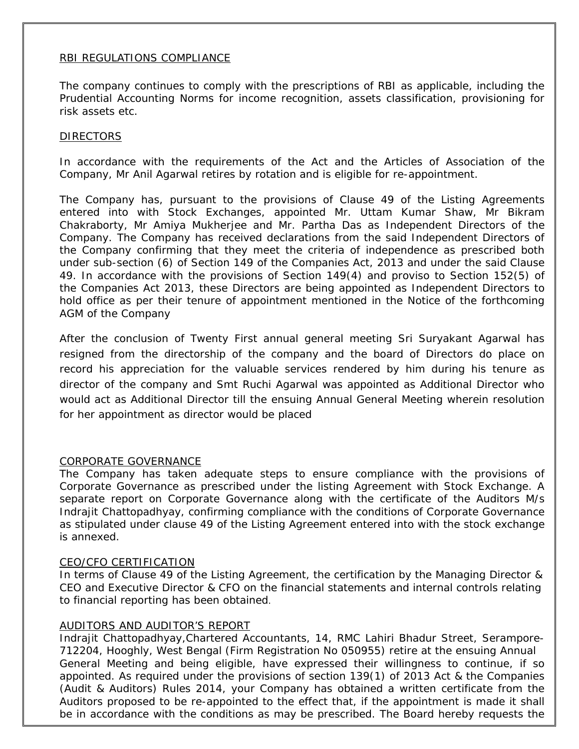## RBI REGULATIONS COMPLIANCE

The company continues to comply with the prescriptions of RBI as applicable, including the Prudential Accounting Norms for income recognition, assets classification, provisioning for risk assets etc.

## DIRECTORS

In accordance with the requirements of the Act and the Articles of Association of the Company, Mr Anil Agarwal retires by rotation and is eligible for re-appointment.

The Company has, pursuant to the provisions of Clause 49 of the Listing Agreements entered into with Stock Exchanges, appointed Mr. Uttam Kumar Shaw, Mr Bikram Chakraborty, Mr Amiya Mukherjee and Mr. Partha Das as Independent Directors of the Company. The Company has received declarations from the said Independent Directors of the Company confirming that they meet the criteria of independence as prescribed both under sub-section (6) of Section 149 of the Companies Act, 2013 and under the said Clause 49. In accordance with the provisions of Section 149(4) and proviso to Section 152(5) of the Companies Act 2013, these Directors are being appointed as Independent Directors to hold office as per their tenure of appointment mentioned in the Notice of the forthcoming AGM of the Company

After the conclusion of Twenty First annual general meeting Sri Suryakant Agarwal has resigned from the directorship of the company and the board of Directors do place on record his appreciation for the valuable services rendered by him during his tenure as director of the company and Smt Ruchi Agarwal was appointed as Additional Director who would act as Additional Director till the ensuing Annual General Meeting wherein resolution for her appointment as director would be placed

## CORPORATE GOVERNANCE

The Company has taken adequate steps to ensure compliance with the provisions of Corporate Governance as prescribed under the listing Agreement with Stock Exchange. A separate report on Corporate Governance along with the certificate of the Auditors M/s Indrajit Chattopadhyay, confirming compliance with the conditions of Corporate Governance as stipulated under clause 49 of the Listing Agreement entered into with the stock exchange is annexed.

## CEO/CFO CERTIFICATION

In terms of Clause 49 of the Listing Agreement, the certification by the Managing Director & CEO and Executive Director & CFO on the financial statements and internal controls relating to financial reporting has been obtained.

## AUDITORS AND AUDITOR'S REPORT

Indrajit Chattopadhyay,Chartered Accountants, 14, RMC Lahiri Bhadur Street, Serampore-712204, Hooghly, West Bengal (Firm Registration No 050955) retire at the ensuing Annual General Meeting and being eligible, have expressed their willingness to continue, if so appointed. As required under the provisions of section 139(1) of 2013 Act & the Companies (Audit & Auditors) Rules 2014, your Company has obtained a written certificate from the Auditors proposed to be re-appointed to the effect that, if the appointment is made it shall be in accordance with the conditions as may be prescribed. The Board hereby requests the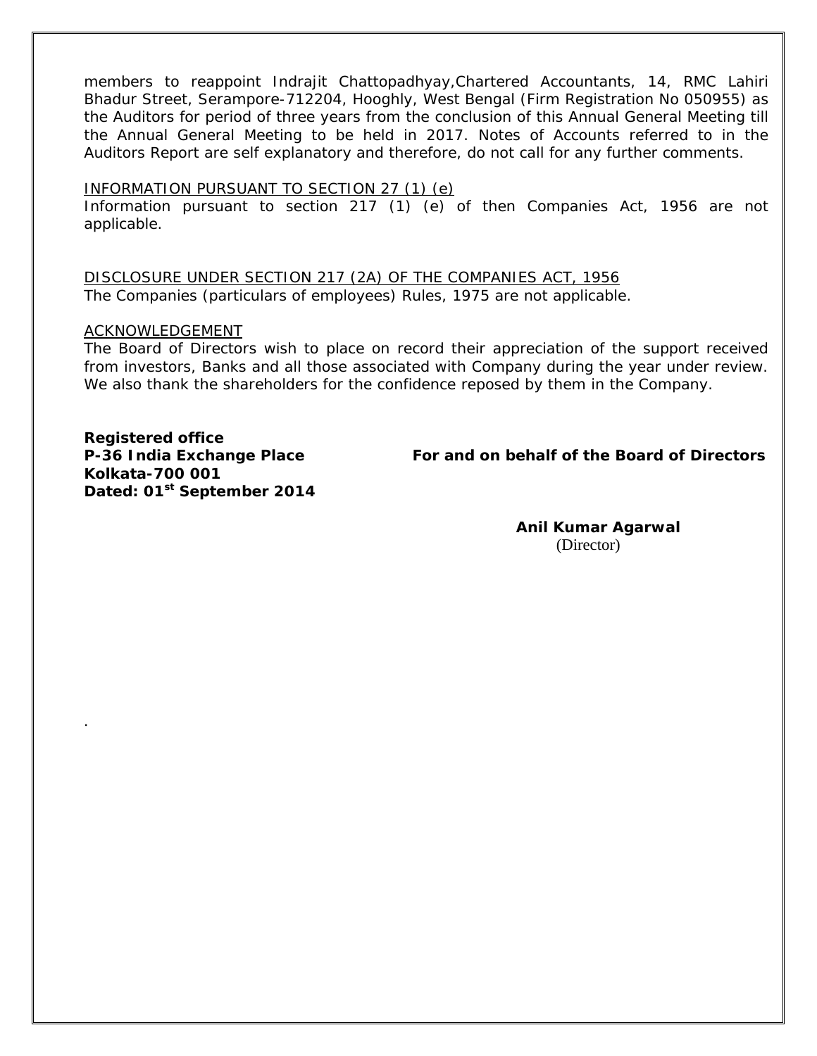members to reappoint Indrajit Chattopadhyay,Chartered Accountants, 14, RMC Lahiri Bhadur Street, Serampore-712204, Hooghly, West Bengal (Firm Registration No 050955) as the Auditors for period of three years from the conclusion of this Annual General Meeting till the Annual General Meeting to be held in 2017. Notes of Accounts referred to in the Auditors Report are self explanatory and therefore, do not call for any further comments.

INFORMATION PURSUANT TO SECTION 27 (1) (e)

Information pursuant to section 217 (1) (e) of then Companies Act, 1956 are not applicable.

DISCLOSURE UNDER SECTION 217 (2A) OF THE COMPANIES ACT, 1956

The Companies (particulars of employees) Rules, 1975 are not applicable.

ACKNOWLEDGEMENT

The Board of Directors wish to place on record their appreciation of the support received from investors, Banks and all those associated with Company during the year under review. We also thank the shareholders for the confidence reposed by them in the Company.

**Registered office**
**P-36 India Exchange Place**
**Kolkata-700 001**
**Dated: 01st September 2014**

**For and on behalf of the Board of Directors**

**Anil Kumar Agarwal**
(Director)

.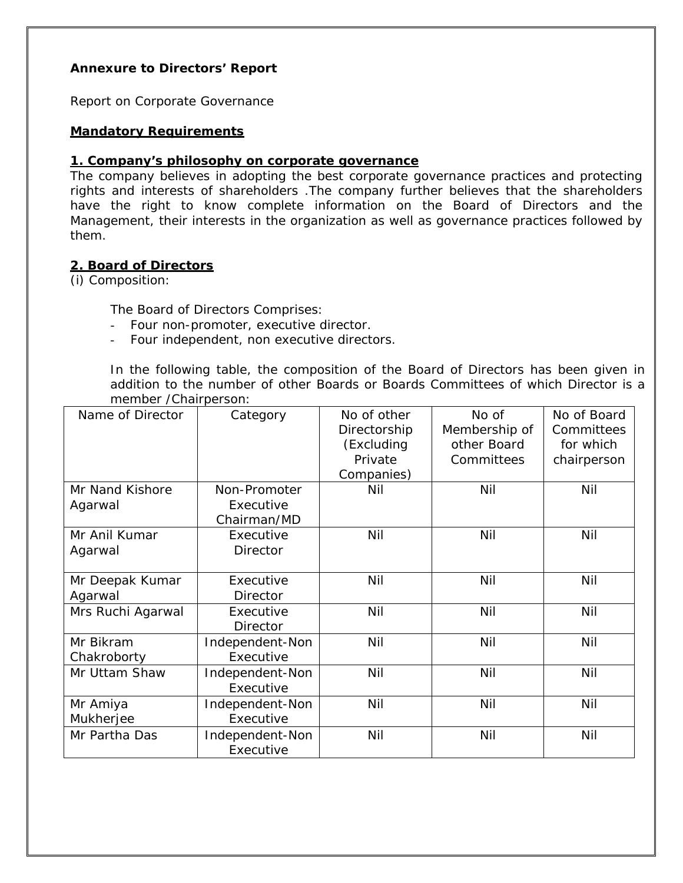**Annexure to Directors' Report**

Report on Corporate Governance

**Mandatory Requirements**

**1. Company's philosophy on corporate governance**

The company believes in adopting the best corporate governance practices and protecting rights and interests of shareholders .The company further believes that the shareholders have the right to know complete information on the Board of Directors and the Management, their interests in the organization as well as governance practices followed by them.

**2. Board of Directors**

(i) Composition:

The Board of Directors Comprises:

- Four non-promoter, executive director.
- Four independent, non executive directors.

In the following table, the composition of the Board of Directors has been given in addition to the number of other Boards or Boards Committees of which Director is a member /Chairperson:

| Name of Director | Category | No of other Directorship (Excluding Private Companies) | No of Membership of other Board Committees | No of Board Committees for which chairperson |
|---|---|---|---|---|
| Mr Nand Kishore Agarwal | Non-Promoter Executive Chairman/MD | Nil | Nil | Nil |
| Mr Anil Kumar Agarwal | Executive Director | Nil | Nil | Nil |
| Mr Deepak Kumar Agarwal | Executive Director | Nil | Nil | Nil |
| Mrs Ruchi Agarwal | Executive Director | Nil | Nil | Nil |
| Mr Bikram Chakroborty | Independent-Non Executive | Nil | Nil | Nil |
| Mr Uttam Shaw | Independent-Non Executive | Nil | Nil | Nil |
| Mr Amiya Mukherjee | Independent-Non Executive | Nil | Nil | Nil |
| Mr Partha Das | Independent-Non Executive | Nil | Nil | Nil |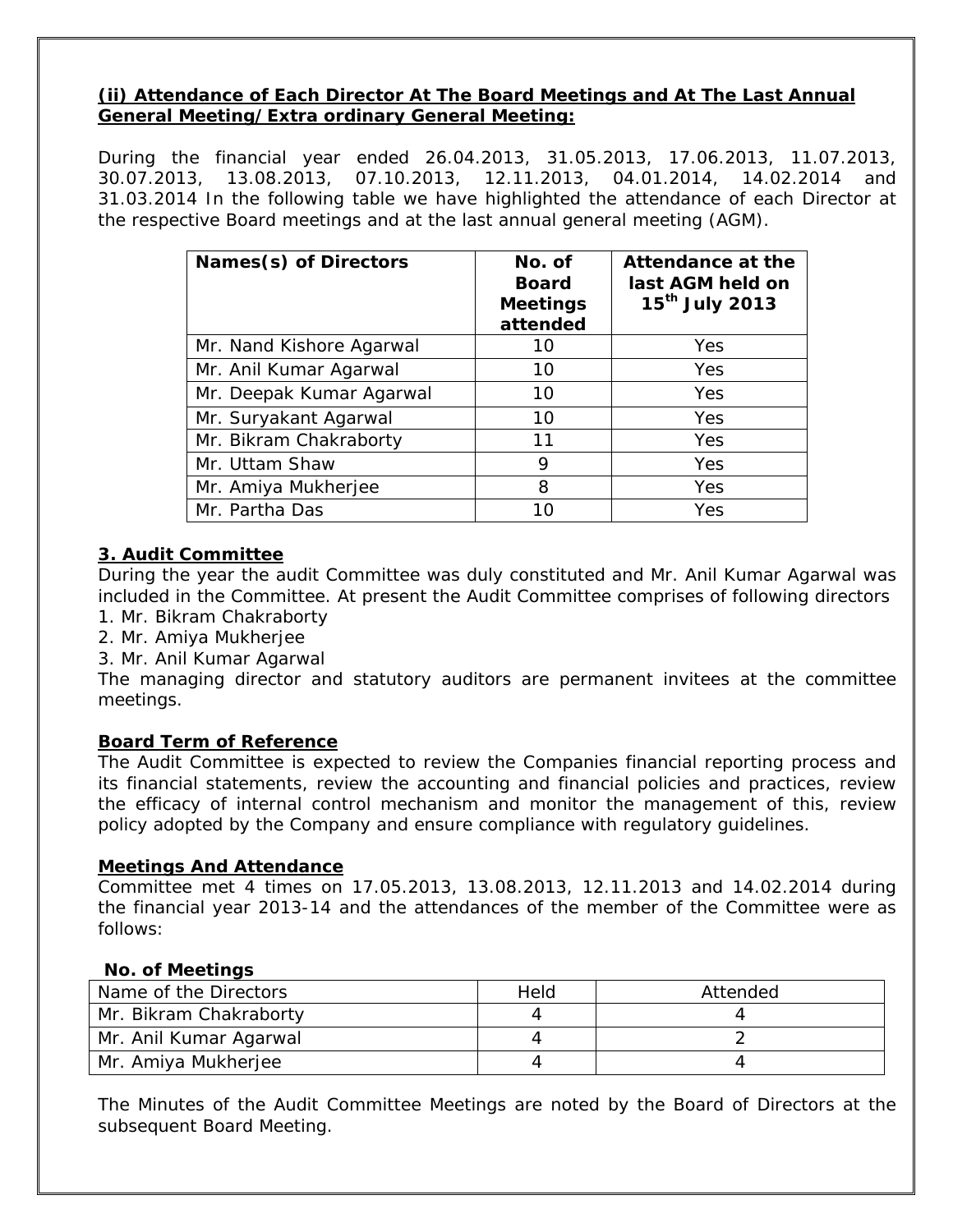**(ii) Attendance of Each Director At The Board Meetings and At The Last Annual General Meeting/Extra ordinary General Meeting:**

During the financial year ended 26.04.2013, 31.05.2013, 17.06.2013, 11.07.2013, 30.07.2013, 13.08.2013, 07.10.2013, 12.11.2013, 04.01.2014, 14.02.2014 and 31.03.2014 In the following table we have highlighted the attendance of each Director at the respective Board meetings and at the last annual general meeting (AGM).

| Names(s) of Directors | No. of Board Meetings attended | Attendance at the last AGM held on 15th July 2013 |
|---|---|---|
| Mr. Nand Kishore Agarwal | 10 | Yes |
| Mr. Anil Kumar Agarwal | 10 | Yes |
| Mr. Deepak Kumar Agarwal | 10 | Yes |
| Mr. Suryakant Agarwal | 10 | Yes |
| Mr. Bikram Chakraborty | 11 | Yes |
| Mr. Uttam Shaw | 9 | Yes |
| Mr. Amiya Mukherjee | 8 | Yes |
| Mr. Partha Das | 10 | Yes |

**3. Audit Committee**

During the year the audit Committee was duly constituted and Mr. Anil Kumar Agarwal was included in the Committee. At present the Audit Committee comprises of following directors

1. Mr. Bikram Chakraborty
2. Mr. Amiya Mukherjee
3. Mr. Anil Kumar Agarwal

The managing director and statutory auditors are permanent invitees at the committee meetings.

**Board Term of Reference**

The Audit Committee is expected to review the Companies financial reporting process and its financial statements, review the accounting and financial policies and practices, review the efficacy of internal control mechanism and monitor the management of this, review policy adopted by the Company and ensure compliance with regulatory guidelines.

**Meetings And Attendance**

Committee met 4 times on 17.05.2013, 13.08.2013, 12.11.2013 and 14.02.2014 during the financial year 2013-14 and the attendances of the member of the Committee were as follows:

**No. of Meetings**

| Name of the Directors | Held | Attended |
|---|---|---|
| Mr. Bikram Chakraborty | 4 | 4 |
| Mr. Anil Kumar Agarwal | 4 | 2 |
| Mr. Amiya Mukherjee | 4 | 4 |

The Minutes of the Audit Committee Meetings are noted by the Board of Directors at the subsequent Board Meeting.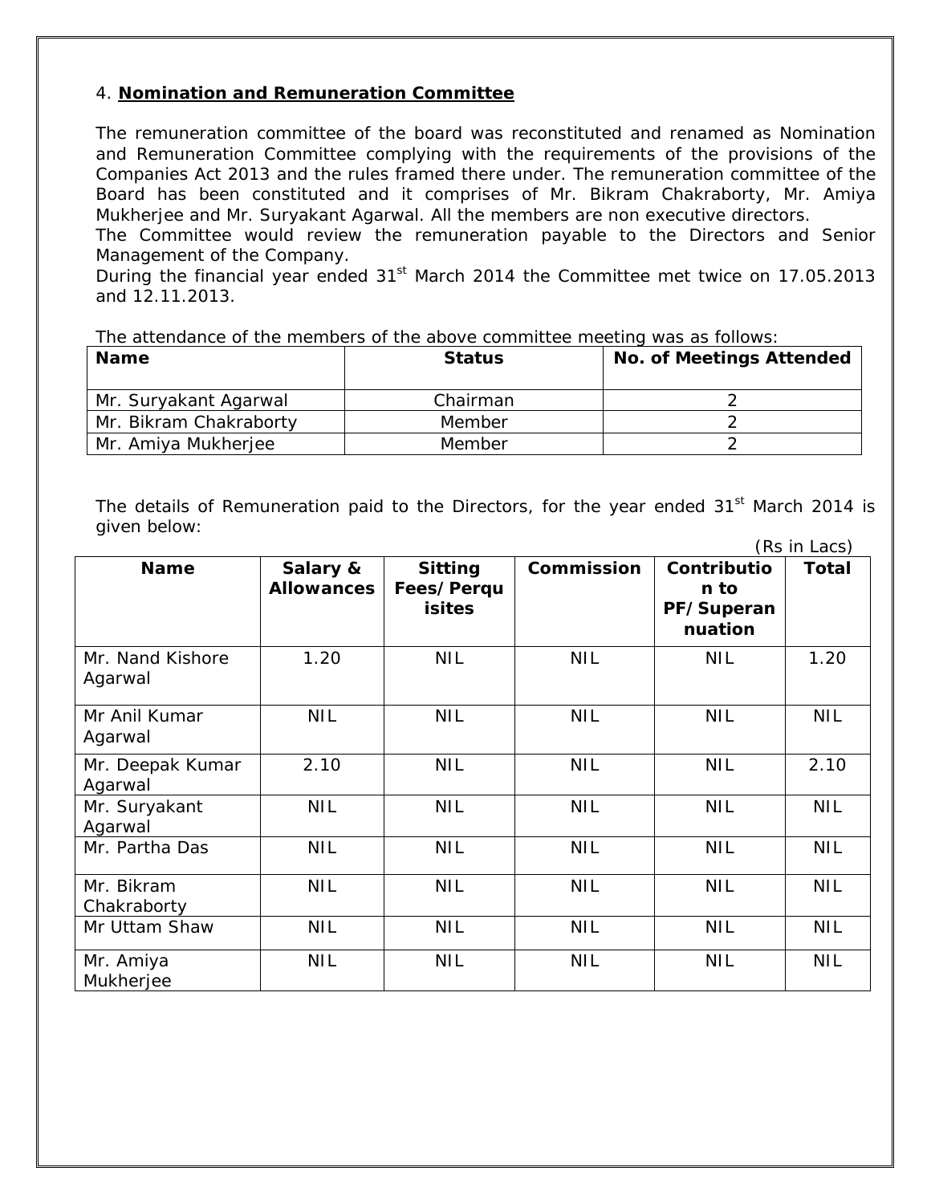4. **Nomination and Remuneration Committee**

The remuneration committee of the board was reconstituted and renamed as Nomination and Remuneration Committee complying with the requirements of the provisions of the Companies Act 2013 and the rules framed there under. The remuneration committee of the Board has been constituted and it comprises of Mr. Bikram Chakraborty, Mr. Amiya Mukherjee and Mr. Suryakant Agarwal. All the members are non executive directors.

The Committee would review the remuneration payable to the Directors and Senior Management of the Company.

During the financial year ended 31st March 2014 the Committee met twice on 17.05.2013 and 12.11.2013.

The attendance of the members of the above committee meeting was as follows:

| Name | Status | No. of Meetings Attended |
|---|---|---|
| Mr. Suryakant Agarwal | Chairman | 2 |
| Mr. Bikram Chakraborty | Member | 2 |
| Mr. Amiya Mukherjee | Member | 2 |

The details of Remuneration paid to the Directors, for the year ended 31st March 2014 is given below:

(Rs in Lacs)

| Name | Salary & Allowances | Sitting Fees/Perquisites | Commission | Contribution to PF/Superannuation | Total |
|---|---|---|---|---|---|
| Mr. Nand Kishore Agarwal | 1.20 | NIL | NIL | NIL | 1.20 |
| Mr Anil Kumar Agarwal | NIL | NIL | NIL | NIL | NIL |
| Mr. Deepak Kumar Agarwal | 2.10 | NIL | NIL | NIL | 2.10 |
| Mr. Suryakant Agarwal | NIL | NIL | NIL | NIL | NIL |
| Mr. Partha Das | NIL | NIL | NIL | NIL | NIL |
| Mr. Bikram Chakraborty | NIL | NIL | NIL | NIL | NIL |
| Mr Uttam Shaw | NIL | NIL | NIL | NIL | NIL |
| Mr. Amiya Mukherjee | NIL | NIL | NIL | NIL | NIL |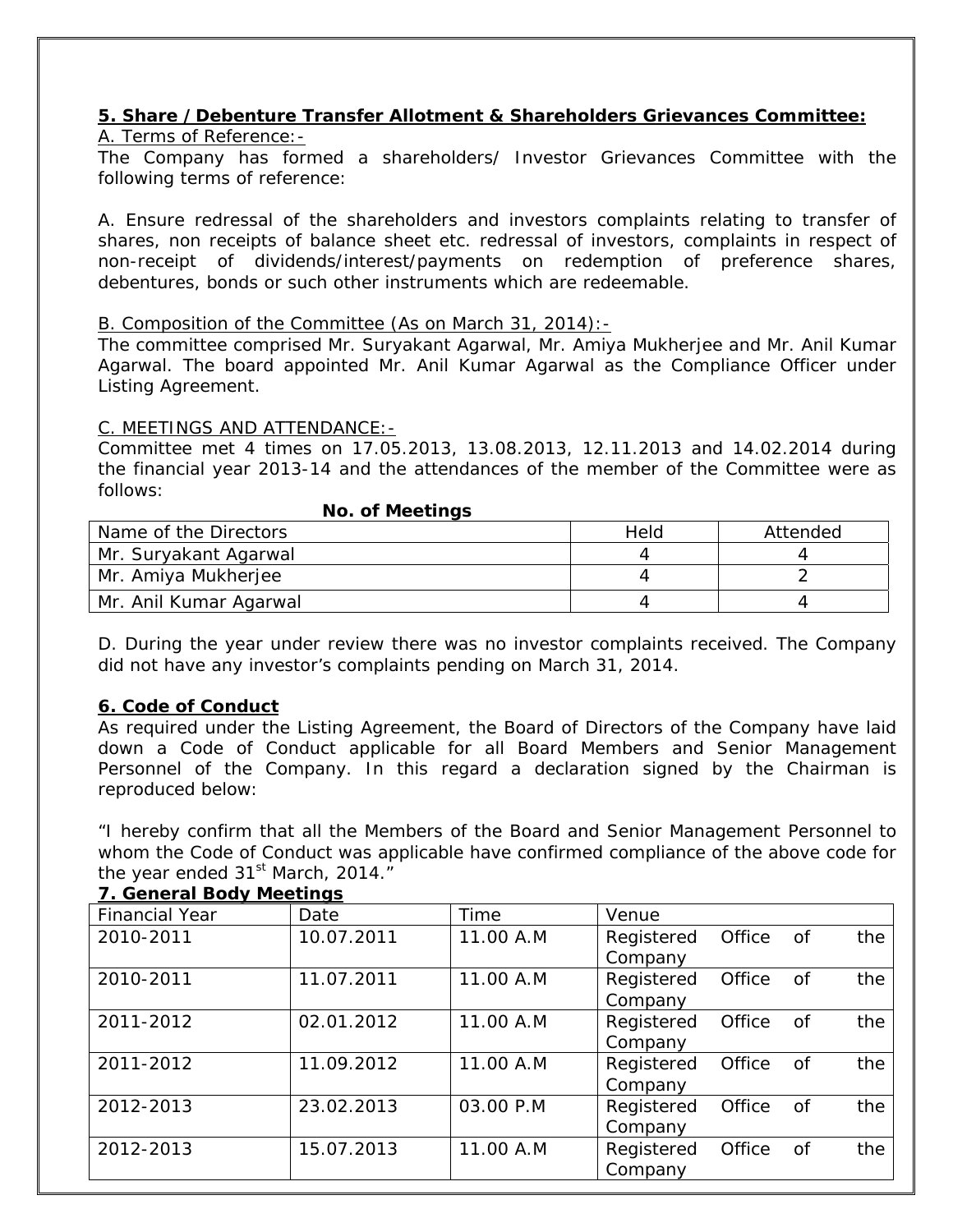### 5. Share / Debenture Transfer Allotment & Shareholders Grievances Committee:

A. Terms of Reference:-

The Company has formed a shareholders/ Investor Grievances Committee with the following terms of reference:

A. Ensure redressal of the shareholders and investors complaints relating to transfer of shares, non receipts of balance sheet etc. redressal of investors, complaints in respect of non-receipt of dividends/interest/payments on redemption of preference shares, debentures, bonds or such other instruments which are redeemable.

B. Composition of the Committee (As on March 31, 2014):-

The committee comprised Mr. Suryakant Agarwal, Mr. Amiya Mukherjee and Mr. Anil Kumar Agarwal. The board appointed Mr. Anil Kumar Agarwal as the Compliance Officer under Listing Agreement.

C. MEETINGS AND ATTENDANCE:-

Committee met 4 times on 17.05.2013, 13.08.2013, 12.11.2013 and 14.02.2014 during the financial year 2013-14 and the attendances of the member of the Committee were as follows:

**No. of Meetings**

| Name of the Directors | Held | Attended |
|---|---|---|
| Mr. Suryakant Agarwal | 4 | 4 |
| Mr. Amiya Mukherjee | 4 | 2 |
| Mr. Anil Kumar Agarwal | 4 | 4 |

D. During the year under review there was no investor complaints received. The Company did not have any investor's complaints pending on March 31, 2014.

### 6. Code of Conduct

As required under the Listing Agreement, the Board of Directors of the Company have laid down a Code of Conduct applicable for all Board Members and Senior Management Personnel of the Company. In this regard a declaration signed by the Chairman is reproduced below:

"I hereby confirm that all the Members of the Board and Senior Management Personnel to whom the Code of Conduct was applicable have confirmed compliance of the above code for the year ended 31st March, 2014."

### 7. General Body Meetings

| Financial Year | Date | Time | Venue |
|---|---|---|---|
| 2010-2011 | 10.07.2011 | 11.00 A.M | Registered Office of the Company |
| 2010-2011 | 11.07.2011 | 11.00 A.M | Registered Office of the Company |
| 2011-2012 | 02.01.2012 | 11.00 A.M | Registered Office of the Company |
| 2011-2012 | 11.09.2012 | 11.00 A.M | Registered Office of the Company |
| 2012-2013 | 23.02.2013 | 03.00 P.M | Registered Office of the Company |
| 2012-2013 | 15.07.2013 | 11.00 A.M | Registered Office of the Company |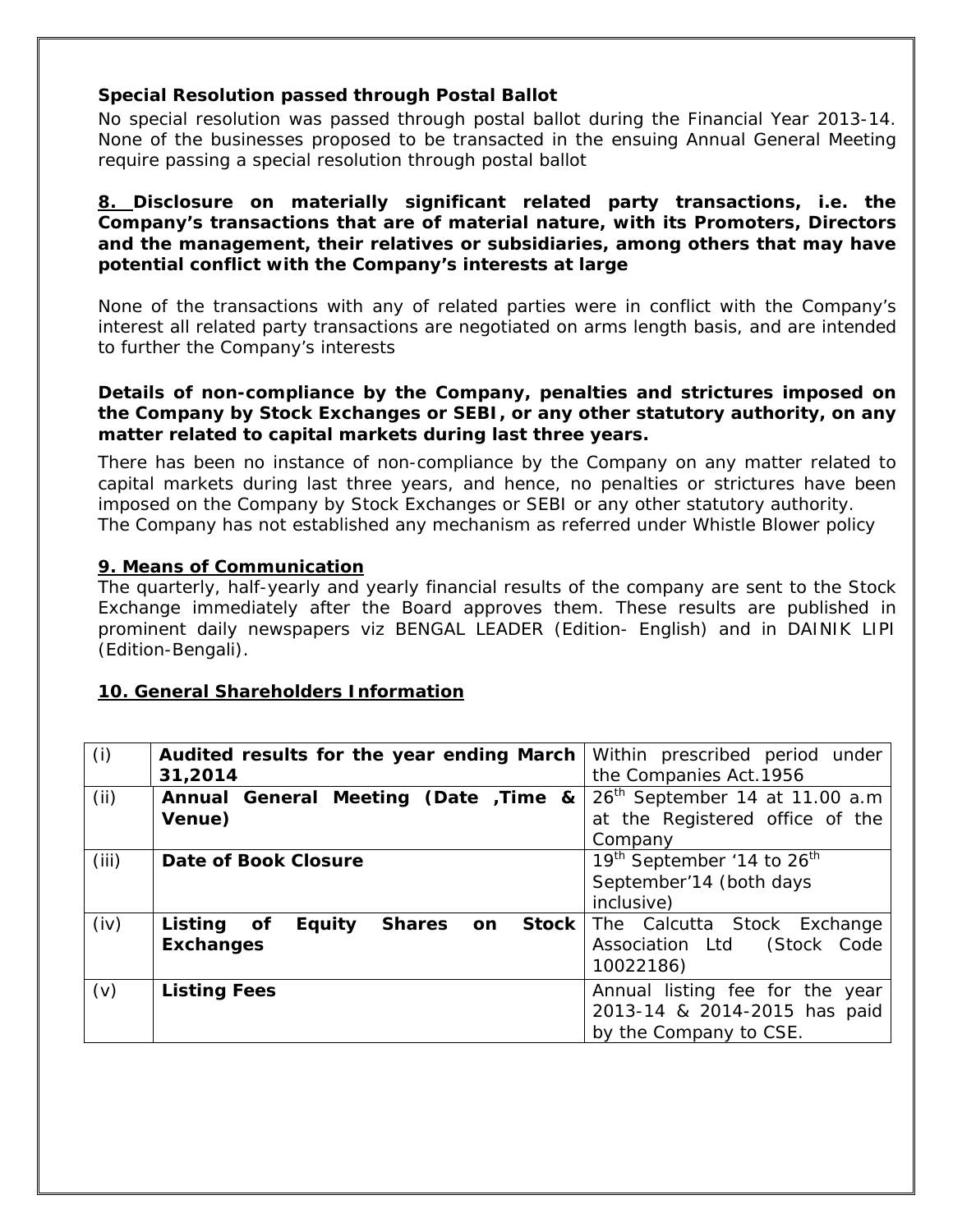**Special Resolution passed through Postal Ballot**

No special resolution was passed through postal ballot during the Financial Year 2013-14. None of the businesses proposed to be transacted in the ensuing Annual General Meeting require passing a special resolution through postal ballot

**8. Disclosure on materially significant related party transactions, i.e. the Company's transactions that are of material nature, with its Promoters, Directors and the management, their relatives or subsidiaries, among others that may have potential conflict with the Company's interests at large**

None of the transactions with any of related parties were in conflict with the Company's interest all related party transactions are negotiated on arms length basis, and are intended to further the Company's interests

**Details of non-compliance by the Company, penalties and strictures imposed on the Company by Stock Exchanges or SEBI, or any other statutory authority, on any matter related to capital markets during last three years.**

There has been no instance of non-compliance by the Company on any matter related to capital markets during last three years, and hence, no penalties or strictures have been imposed on the Company by Stock Exchanges or SEBI or any other statutory authority.
The Company has not established any mechanism as referred under Whistle Blower policy

**9. Means of Communication**

The quarterly, half-yearly and yearly financial results of the company are sent to the Stock Exchange immediately after the Board approves them. These results are published in prominent daily newspapers viz BENGAL LEADER (Edition- English) and in DAINIK LIPI (Edition-Bengali).

**10. General Shareholders Information**

| (i) | **Audited results for the year ending March 31,2014** | Within prescribed period under the Companies Act.1956 |
|---|---|---|
| (ii) | **Annual General Meeting (Date ,Time & Venue)** | 26th September 14 at 11.00 a.m at the Registered office of the Company |
| (iii) | **Date of Book Closure** | 19th September '14 to 26th September'14 (both days inclusive) |
| (iv) | **Listing of Equity Shares on Stock Exchanges** | The Calcutta Stock Exchange Association Ltd (Stock Code 10022186) |
| (v) | **Listing Fees** | Annual listing fee for the year 2013-14 & 2014-2015 has paid by the Company to CSE. |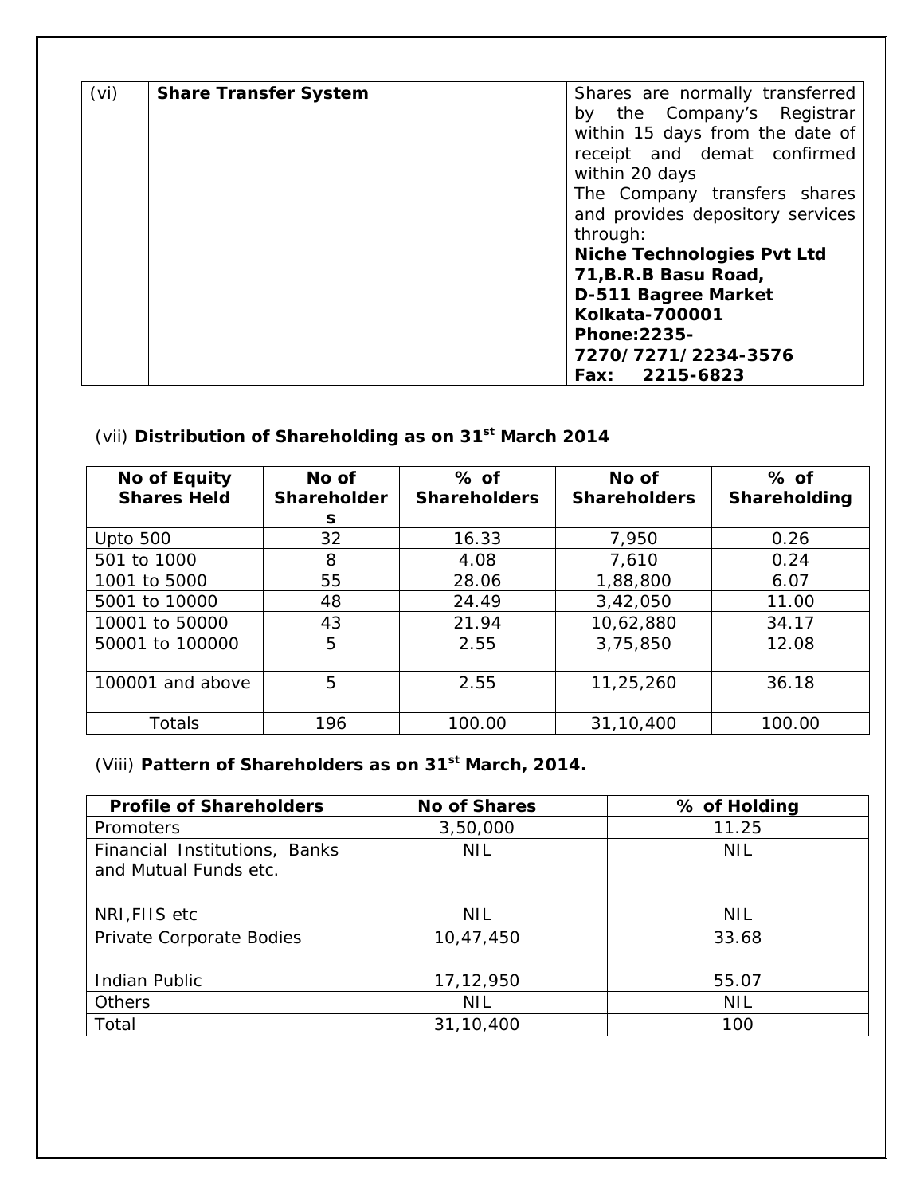| (vi) | **Share Transfer System** | Shares are normally transferred by the Company's Registrar within 15 days from the date of receipt and demat confirmed within 20 days<br>The Company transfers shares and provides depository services through:<br>**Niche Technologies Pvt Ltd**<br>**71,B.R.B Basu Road,**<br>**D-511 Bagree Market**<br>**Kolkata-700001**<br>**Phone:2235-7270/7271/2234-3576**<br>**Fax: 2215-6823** |
|---|---|---|

(vii) **Distribution of Shareholding as on 31st March 2014**

| No of Equity Shares Held | No of Shareholders | % of Shareholders | No of Shareholders | % of Shareholding |
|---|---|---|---|---|
| Upto 500 | 32 | 16.33 | 7,950 | 0.26 |
| 501 to 1000 | 8 | 4.08 | 7,610 | 0.24 |
| 1001 to 5000 | 55 | 28.06 | 1,88,800 | 6.07 |
| 5001 to 10000 | 48 | 24.49 | 3,42,050 | 11.00 |
| 10001 to 50000 | 43 | 21.94 | 10,62,880 | 34.17 |
| 50001 to 100000 | 5 | 2.55 | 3,75,850 | 12.08 |
| 100001 and above | 5 | 2.55 | 11,25,260 | 36.18 |
| Totals | 196 | 100.00 | 31,10,400 | 100.00 |

(Viii) **Pattern of Shareholders as on 31st March, 2014.**

| Profile of Shareholders | No of Shares | % of Holding |
|---|---|---|
| Promoters | 3,50,000 | 11.25 |
| Financial Institutions, Banks and Mutual Funds etc. | NIL | NIL |
| NRI,FIIS etc | NIL | NIL |
| Private Corporate Bodies | 10,47,450 | 33.68 |
| Indian Public | 17,12,950 | 55.07 |
| Others | NIL | NIL |
| Total | 31,10,400 | 100 |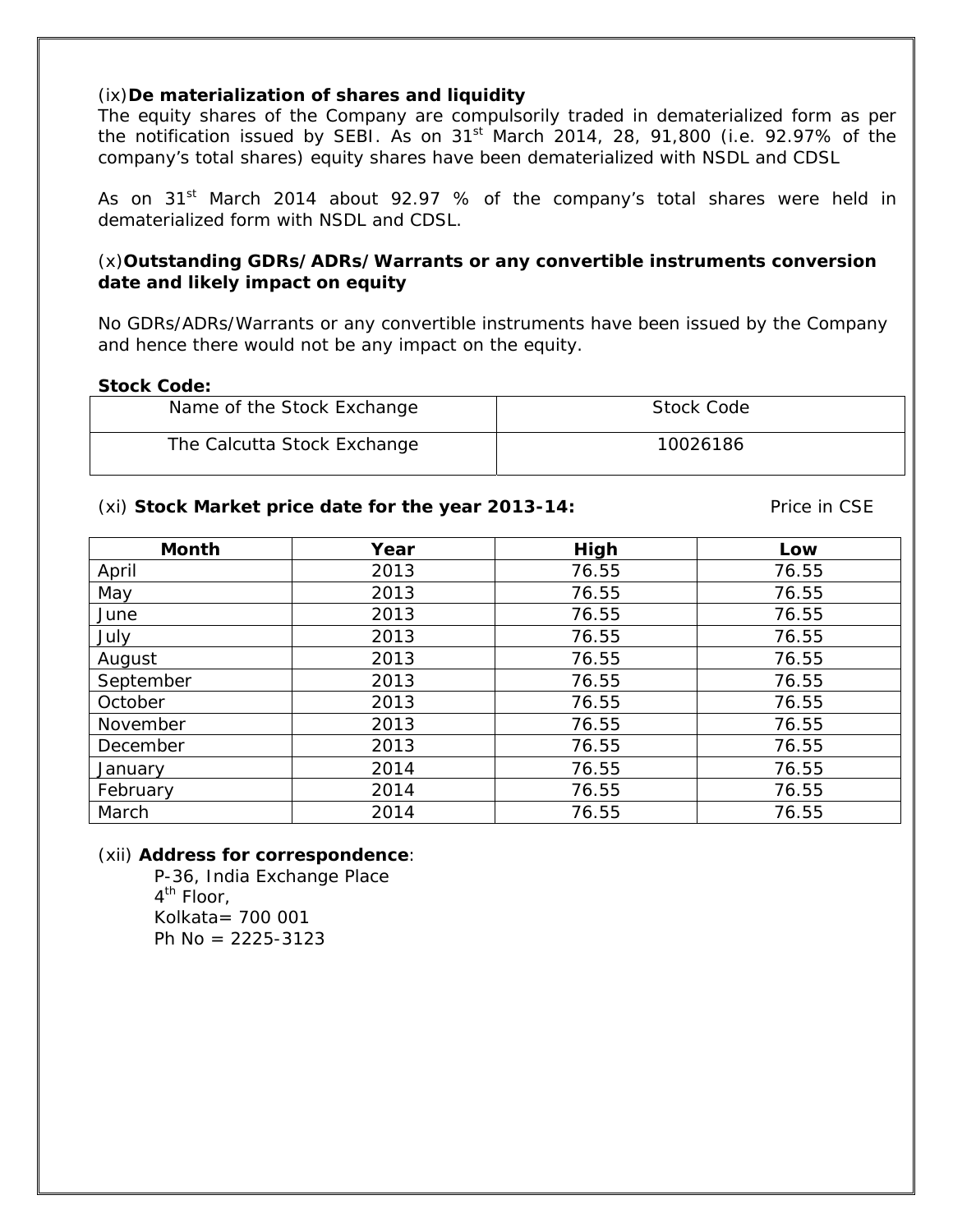(ix)**De materialization of shares and liquidity**

The equity shares of the Company are compulsorily traded in dematerialized form as per the notification issued by SEBI. As on 31st March 2014, 28, 91,800 (i.e. 92.97% of the company's total shares) equity shares have been dematerialized with NSDL and CDSL

As on 31st March 2014 about 92.97 % of the company's total shares were held in dematerialized form with NSDL and CDSL.

(x)**Outstanding GDRs/ADRs/Warrants or any convertible instruments conversion date and likely impact on equity**

No GDRs/ADRs/Warrants or any convertible instruments have been issued by the Company and hence there would not be any impact on the equity.

**Stock Code:**

| Name of the Stock Exchange | Stock Code |
|---|---|
| The Calcutta Stock Exchange | 10026186 |

(xi) **Stock Market price date for the year 2013-14:** Price in CSE

| Month | Year | High | Low |
|---|---|---|---|
| April | 2013 | 76.55 | 76.55 |
| May | 2013 | 76.55 | 76.55 |
| June | 2013 | 76.55 | 76.55 |
| July | 2013 | 76.55 | 76.55 |
| August | 2013 | 76.55 | 76.55 |
| September | 2013 | 76.55 | 76.55 |
| October | 2013 | 76.55 | 76.55 |
| November | 2013 | 76.55 | 76.55 |
| December | 2013 | 76.55 | 76.55 |
| January | 2014 | 76.55 | 76.55 |
| February | 2014 | 76.55 | 76.55 |
| March | 2014 | 76.55 | 76.55 |

(xii) **Address for correspondence**:

P-36, India Exchange Place
4th Floor,
Kolkata= 700 001
Ph No = 2225-3123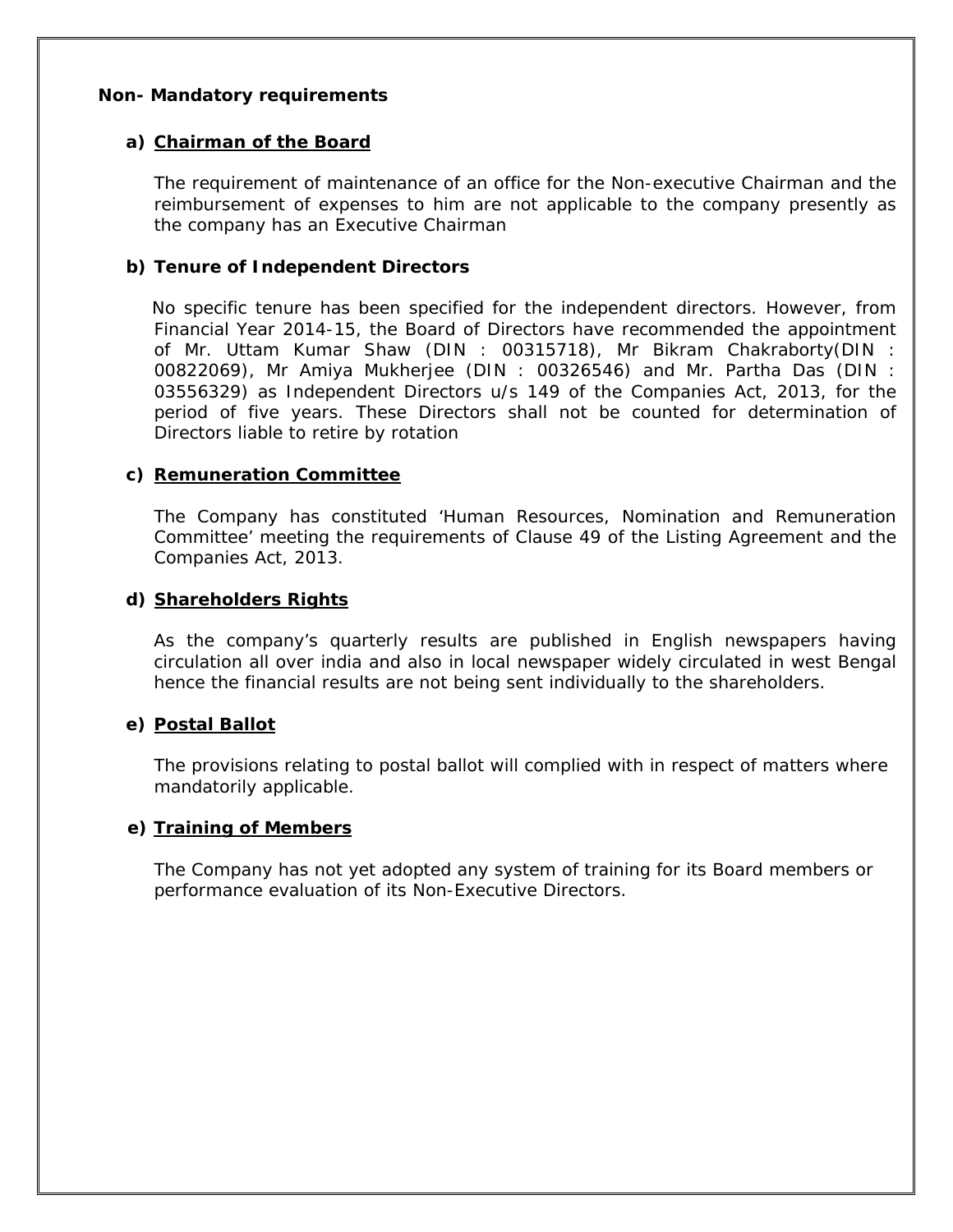**Non- Mandatory requirements**

**a) <u>Chairman of the Board</u>**

The requirement of maintenance of an office for the Non-executive Chairman and the reimbursement of expenses to him are not applicable to the company presently as the company has an Executive Chairman

**b) Tenure of Independent Directors**

No specific tenure has been specified for the independent directors. However, from Financial Year 2014-15, the Board of Directors have recommended the appointment of Mr. Uttam Kumar Shaw (DIN : 00315718), Mr Bikram Chakraborty(DIN : 00822069), Mr Amiya Mukherjee (DIN : 00326546) and Mr. Partha Das (DIN : 03556329) as Independent Directors u/s 149 of the Companies Act, 2013, for the period of five years. These Directors shall not be counted for determination of Directors liable to retire by rotation

**c) <u>Remuneration Committee</u>**

The Company has constituted 'Human Resources, Nomination and Remuneration Committee' meeting the requirements of Clause 49 of the Listing Agreement and the Companies Act, 2013.

**d) <u>Shareholders Rights</u>**

As the company's quarterly results are published in English newspapers having circulation all over india and also in local newspaper widely circulated in west Bengal hence the financial results are not being sent individually to the shareholders.

**e) <u>Postal Ballot</u>**

The provisions relating to postal ballot will complied with in respect of matters where mandatorily applicable.

**e) <u>Training of Members</u>**

The Company has not yet adopted any system of training for its Board members or performance evaluation of its Non-Executive Directors.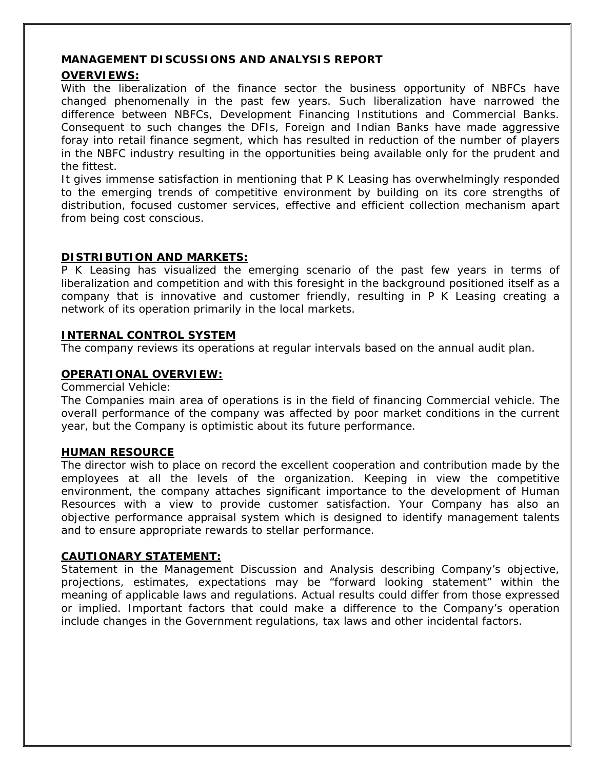## MANAGEMENT DISCUSSIONS AND ANALYSIS REPORT

### OVERVIEWS:

With the liberalization of the finance sector the business opportunity of NBFCs have changed phenomenally in the past few years. Such liberalization have narrowed the difference between NBFCs, Development Financing Institutions and Commercial Banks. Consequent to such changes the DFIs, Foreign and Indian Banks have made aggressive foray into retail finance segment, which has resulted in reduction of the number of players in the NBFC industry resulting in the opportunities being available only for the prudent and the fittest.

It gives immense satisfaction in mentioning that P K Leasing has overwhelmingly responded to the emerging trends of competitive environment by building on its core strengths of distribution, focused customer services, effective and efficient collection mechanism apart from being cost conscious.

### DISTRIBUTION AND MARKETS:

P K Leasing has visualized the emerging scenario of the past few years in terms of liberalization and competition and with this foresight in the background positioned itself as a company that is innovative and customer friendly, resulting in P K Leasing creating a network of its operation primarily in the local markets.

### INTERNAL CONTROL SYSTEM

The company reviews its operations at regular intervals based on the annual audit plan.

### OPERATIONAL OVERVIEW:

Commercial Vehicle:

The Companies main area of operations is in the field of financing Commercial vehicle. The overall performance of the company was affected by poor market conditions in the current year, but the Company is optimistic about its future performance.

### HUMAN RESOURCE

The director wish to place on record the excellent cooperation and contribution made by the employees at all the levels of the organization. Keeping in view the competitive environment, the company attaches significant importance to the development of Human Resources with a view to provide customer satisfaction. Your Company has also an objective performance appraisal system which is designed to identify management talents and to ensure appropriate rewards to stellar performance.

### CAUTIONARY STATEMENT:

Statement in the Management Discussion and Analysis describing Company's objective, projections, estimates, expectations may be "forward looking statement" within the meaning of applicable laws and regulations. Actual results could differ from those expressed or implied. Important factors that could make a difference to the Company's operation include changes in the Government regulations, tax laws and other incidental factors.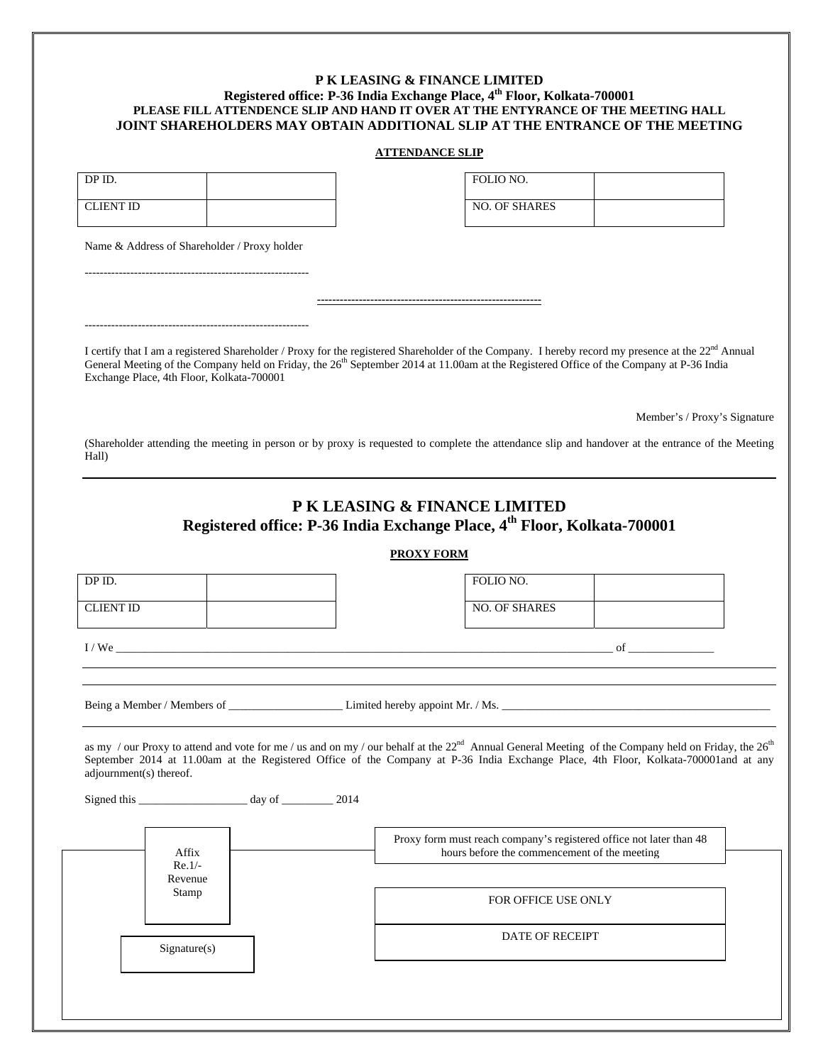**P K LEASING & FINANCE LIMITED**
**Registered office: P-36 India Exchange Place, 4th Floor, Kolkata-700001**
**PLEASE FILL ATTENDENCE SLIP AND HAND IT OVER AT THE ENTYRANCE OF THE MEETING HALL**
**JOINT SHAREHOLDERS MAY OBTAIN ADDITIONAL SLIP AT THE ENTRANCE OF THE MEETING**

**ATTENDANCE SLIP**

| DP ID. | | | FOLIO NO. | |
|---|---|---|---|---|
| CLIENT ID | | | NO. OF SHARES | |

Name & Address of Shareholder / Proxy holder

-----------------------------------------------------------

-----------------------------------------------------------

-----------------------------------------------------------

I certify that I am a registered Shareholder / Proxy for the registered Shareholder of the Company. I hereby record my presence at the 22nd Annual General Meeting of the Company held on Friday, the 26th September 2014 at 11.00am at the Registered Office of the Company at P-36 India Exchange Place, 4th Floor, Kolkata-700001

Member's / Proxy's Signature

(Shareholder attending the meeting in person or by proxy is requested to complete the attendance slip and handover at the entrance of the Meeting Hall)

---

# P K LEASING & FINANCE LIMITED
## Registered office: P-36 India Exchange Place, 4th Floor, Kolkata-700001

**PROXY FORM**

| DP ID. | | | FOLIO NO. | |
|---|---|---|---|---|
| CLIENT ID | | | NO. OF SHARES | |

I / We ________________________________________________________________________________________ of _______________

Being a Member / Members of ____________________ Limited hereby appoint Mr. / Ms. __________________________________________________

as my / our Proxy to attend and vote for me / us and on my / our behalf at the 22nd Annual General Meeting of the Company held on Friday, the 26th September 2014 at 11.00am at the Registered Office of the Company at P-36 India Exchange Place, 4th Floor, Kolkata-700001and at any adjournment(s) thereof.

Signed this ___________________ day of _________ 2014

Affix Re.1/- Revenue Stamp

Signature(s)

Proxy form must reach company's registered office not later than 48 hours before the commencement of the meeting

| FOR OFFICE USE ONLY |
|---|
| DATE OF RECEIPT |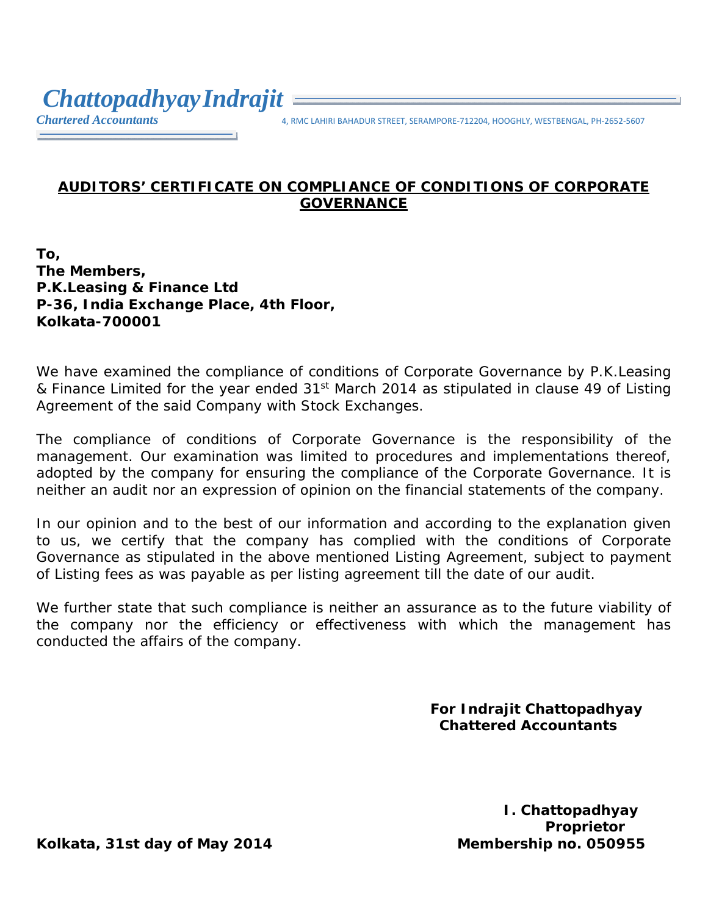*Chattopadhyay Indrajit*

*Chartered Accountants* 4, RMC LAHIRI BAHADUR STREET, SERAMPORE-712204, HOOGHLY, WESTBENGAL, PH-2652-5607

## AUDITORS' CERTIFICATE ON COMPLIANCE OF CONDITIONS OF CORPORATE GOVERNANCE

**To,**
**The Members,**
**P.K.Leasing & Finance Ltd**
**P-36, India Exchange Place, 4th Floor,**
**Kolkata-700001**

We have examined the compliance of conditions of Corporate Governance by P.K.Leasing & Finance Limited for the year ended 31st March 2014 as stipulated in clause 49 of Listing Agreement of the said Company with Stock Exchanges.

The compliance of conditions of Corporate Governance is the responsibility of the management. Our examination was limited to procedures and implementations thereof, adopted by the company for ensuring the compliance of the Corporate Governance. It is neither an audit nor an expression of opinion on the financial statements of the company.

In our opinion and to the best of our information and according to the explanation given to us, we certify that the company has complied with the conditions of Corporate Governance as stipulated in the above mentioned Listing Agreement, subject to payment of Listing fees as was payable as per listing agreement till the date of our audit.

We further state that such compliance is neither an assurance as to the future viability of the company nor the efficiency or effectiveness with which the management has conducted the affairs of the company.

**For Indrajit Chattopadhyay**
**Chattered Accountants**

**I. Chattopadhyay**
**Proprietor**
**Membership no. 050955**

**Kolkata, 31st day of May 2014**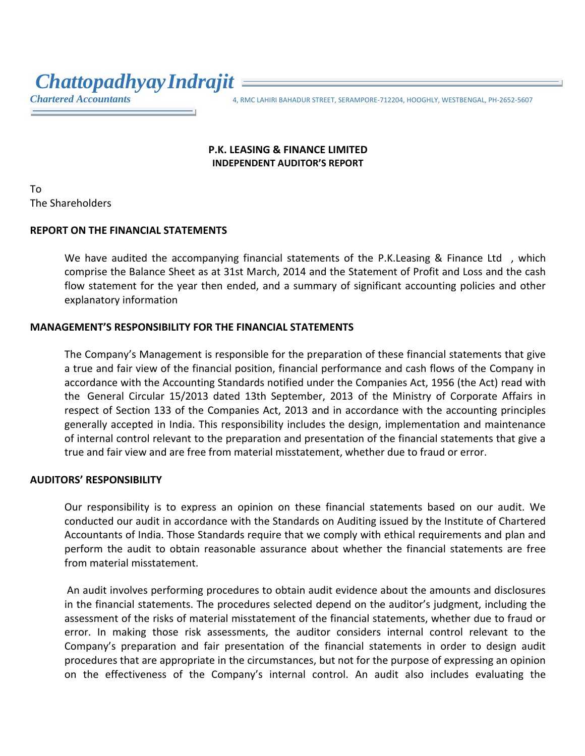# *Chattopadhyay Indrajit*

*Chartered Accountants*

4, RMC LAHIRI BAHADUR STREET, SERAMPORE-712204, HOOGHLY, WESTBENGAL, PH-2652-5607

**P.K. LEASING & FINANCE LIMITED**

**INDEPENDENT AUDITOR'S REPORT**

To
The Shareholders

## REPORT ON THE FINANCIAL STATEMENTS

We have audited the accompanying financial statements of the P.K.Leasing & Finance Ltd , which comprise the Balance Sheet as at 31st March, 2014 and the Statement of Profit and Loss and the cash flow statement for the year then ended, and a summary of significant accounting policies and other explanatory information

## MANAGEMENT'S RESPONSIBILITY FOR THE FINANCIAL STATEMENTS

The Company's Management is responsible for the preparation of these financial statements that give a true and fair view of the financial position, financial performance and cash flows of the Company in accordance with the Accounting Standards notified under the Companies Act, 1956 (the Act) read with the General Circular 15/2013 dated 13th September, 2013 of the Ministry of Corporate Affairs in respect of Section 133 of the Companies Act, 2013 and in accordance with the accounting principles generally accepted in India. This responsibility includes the design, implementation and maintenance of internal control relevant to the preparation and presentation of the financial statements that give a true and fair view and are free from material misstatement, whether due to fraud or error.

## AUDITORS' RESPONSIBILITY

Our responsibility is to express an opinion on these financial statements based on our audit. We conducted our audit in accordance with the Standards on Auditing issued by the Institute of Chartered Accountants of India. Those Standards require that we comply with ethical requirements and plan and perform the audit to obtain reasonable assurance about whether the financial statements are free from material misstatement.

An audit involves performing procedures to obtain audit evidence about the amounts and disclosures in the financial statements. The procedures selected depend on the auditor's judgment, including the assessment of the risks of material misstatement of the financial statements, whether due to fraud or error. In making those risk assessments, the auditor considers internal control relevant to the Company's preparation and fair presentation of the financial statements in order to design audit procedures that are appropriate in the circumstances, but not for the purpose of expressing an opinion on the effectiveness of the Company's internal control. An audit also includes evaluating the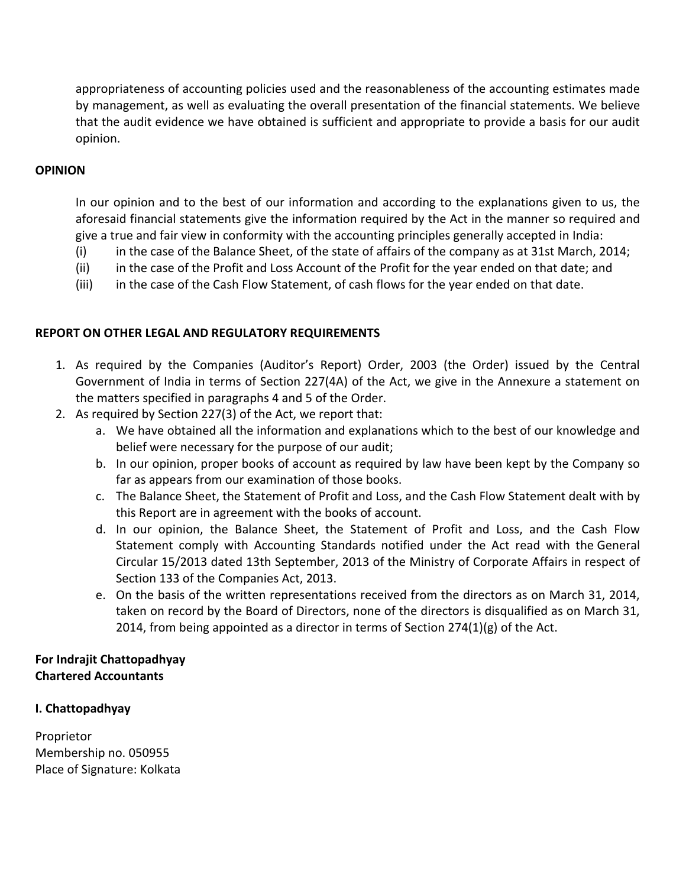appropriateness of accounting policies used and the reasonableness of the accounting estimates made by management, as well as evaluating the overall presentation of the financial statements. We believe that the audit evidence we have obtained is sufficient and appropriate to provide a basis for our audit opinion.

**OPINION**

In our opinion and to the best of our information and according to the explanations given to us, the aforesaid financial statements give the information required by the Act in the manner so required and give a true and fair view in conformity with the accounting principles generally accepted in India:

(i) in the case of the Balance Sheet, of the state of affairs of the company as at 31st March, 2014;

(ii) in the case of the Profit and Loss Account of the Profit for the year ended on that date; and

(iii) in the case of the Cash Flow Statement, of cash flows for the year ended on that date.

**REPORT ON OTHER LEGAL AND REGULATORY REQUIREMENTS**

1. As required by the Companies (Auditor's Report) Order, 2003 (the Order) issued by the Central Government of India in terms of Section 227(4A) of the Act, we give in the Annexure a statement on the matters specified in paragraphs 4 and 5 of the Order.
2. As required by Section 227(3) of the Act, we report that:
    a. We have obtained all the information and explanations which to the best of our knowledge and belief were necessary for the purpose of our audit;
    b. In our opinion, proper books of account as required by law have been kept by the Company so far as appears from our examination of those books.
    c. The Balance Sheet, the Statement of Profit and Loss, and the Cash Flow Statement dealt with by this Report are in agreement with the books of account.
    d. In our opinion, the Balance Sheet, the Statement of Profit and Loss, and the Cash Flow Statement comply with Accounting Standards notified under the Act read with the General Circular 15/2013 dated 13th September, 2013 of the Ministry of Corporate Affairs in respect of Section 133 of the Companies Act, 2013.
    e. On the basis of the written representations received from the directors as on March 31, 2014, taken on record by the Board of Directors, none of the directors is disqualified as on March 31, 2014, from being appointed as a director in terms of Section 274(1)(g) of the Act.

**For Indrajit Chattopadhyay**
**Chartered Accountants**

**I. Chattopadhyay**

Proprietor
Membership no. 050955
Place of Signature: Kolkata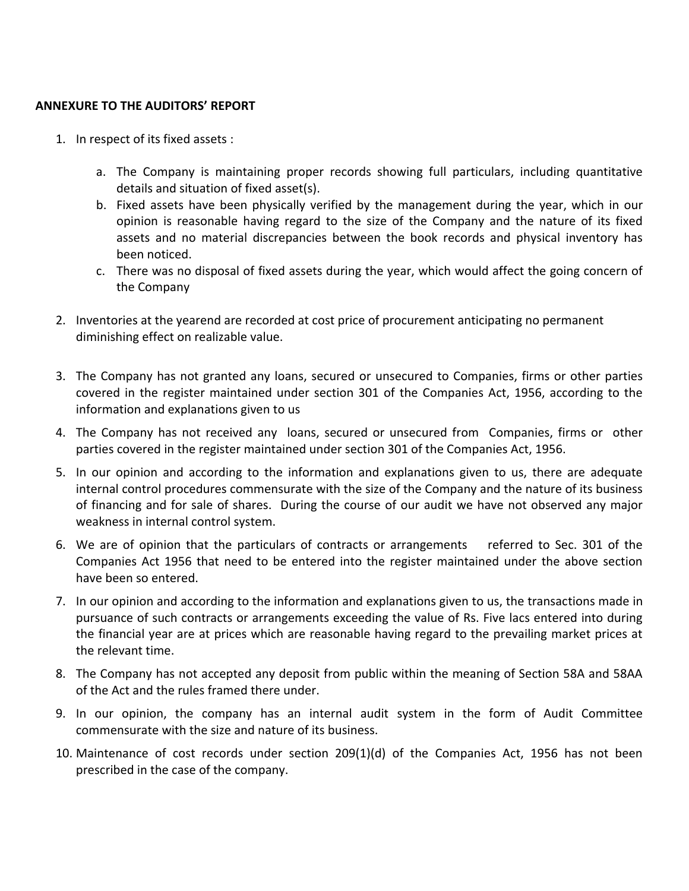**ANNEXURE TO THE AUDITORS' REPORT**

1. In respect of its fixed assets :

    a. The Company is maintaining proper records showing full particulars, including quantitative details and situation of fixed asset(s).
    b. Fixed assets have been physically verified by the management during the year, which in our opinion is reasonable having regard to the size of the Company and the nature of its fixed assets and no material discrepancies between the book records and physical inventory has been noticed.
    c. There was no disposal of fixed assets during the year, which would affect the going concern of the Company

2. Inventories at the yearend are recorded at cost price of procurement anticipating no permanent diminishing effect on realizable value.

3. The Company has not granted any loans, secured or unsecured to Companies, firms or other parties covered in the register maintained under section 301 of the Companies Act, 1956, according to the information and explanations given to us

4. The Company has not received any loans, secured or unsecured from Companies, firms or other parties covered in the register maintained under section 301 of the Companies Act, 1956.

5. In our opinion and according to the information and explanations given to us, there are adequate internal control procedures commensurate with the size of the Company and the nature of its business of financing and for sale of shares. During the course of our audit we have not observed any major weakness in internal control system.

6. We are of opinion that the particulars of contracts or arrangements referred to Sec. 301 of the Companies Act 1956 that need to be entered into the register maintained under the above section have been so entered.

7. In our opinion and according to the information and explanations given to us, the transactions made in pursuance of such contracts or arrangements exceeding the value of Rs. Five lacs entered into during the financial year are at prices which are reasonable having regard to the prevailing market prices at the relevant time.

8. The Company has not accepted any deposit from public within the meaning of Section 58A and 58AA of the Act and the rules framed there under.

9. In our opinion, the company has an internal audit system in the form of Audit Committee commensurate with the size and nature of its business.

10. Maintenance of cost records under section 209(1)(d) of the Companies Act, 1956 has not been prescribed in the case of the company.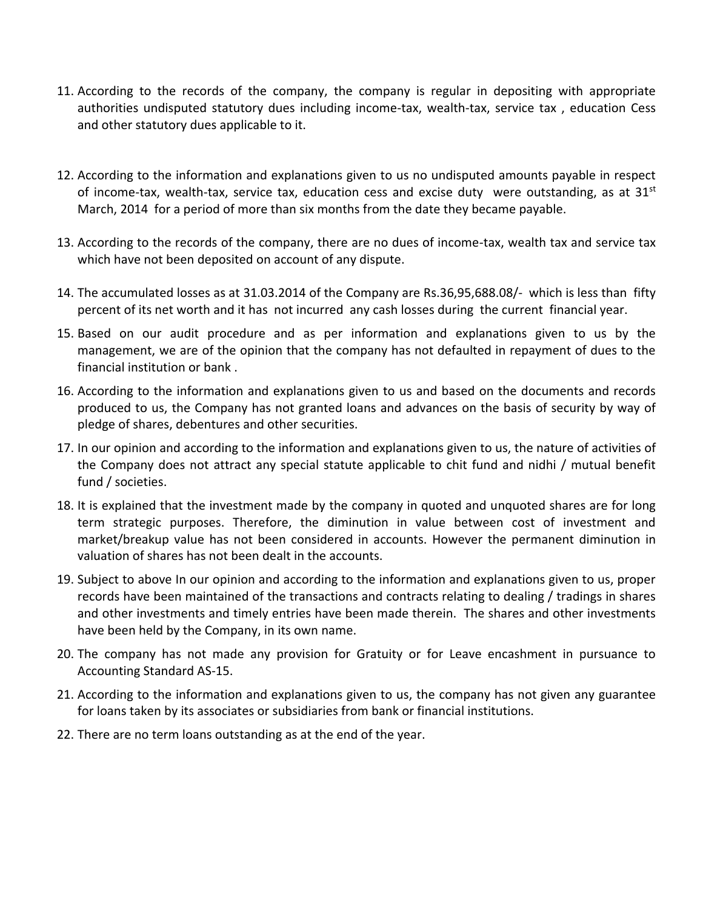11. According to the records of the company, the company is regular in depositing with appropriate authorities undisputed statutory dues including income-tax, wealth-tax, service tax , education Cess and other statutory dues applicable to it.

12. According to the information and explanations given to us no undisputed amounts payable in respect of income-tax, wealth-tax, service tax, education cess and excise duty were outstanding, as at 31st March, 2014 for a period of more than six months from the date they became payable.

13. According to the records of the company, there are no dues of income-tax, wealth tax and service tax which have not been deposited on account of any dispute.

14. The accumulated losses as at 31.03.2014 of the Company are Rs.36,95,688.08/- which is less than fifty percent of its net worth and it has not incurred any cash losses during the current financial year.

15. Based on our audit procedure and as per information and explanations given to us by the management, we are of the opinion that the company has not defaulted in repayment of dues to the financial institution or bank .

16. According to the information and explanations given to us and based on the documents and records produced to us, the Company has not granted loans and advances on the basis of security by way of pledge of shares, debentures and other securities.

17. In our opinion and according to the information and explanations given to us, the nature of activities of the Company does not attract any special statute applicable to chit fund and nidhi / mutual benefit fund / societies.

18. It is explained that the investment made by the company in quoted and unquoted shares are for long term strategic purposes. Therefore, the diminution in value between cost of investment and market/breakup value has not been considered in accounts. However the permanent diminution in valuation of shares has not been dealt in the accounts.

19. Subject to above In our opinion and according to the information and explanations given to us, proper records have been maintained of the transactions and contracts relating to dealing / tradings in shares and other investments and timely entries have been made therein. The shares and other investments have been held by the Company, in its own name.

20. The company has not made any provision for Gratuity or for Leave encashment in pursuance to Accounting Standard AS-15.

21. According to the information and explanations given to us, the company has not given any guarantee for loans taken by its associates or subsidiaries from bank or financial institutions.

22. There are no term loans outstanding as at the end of the year.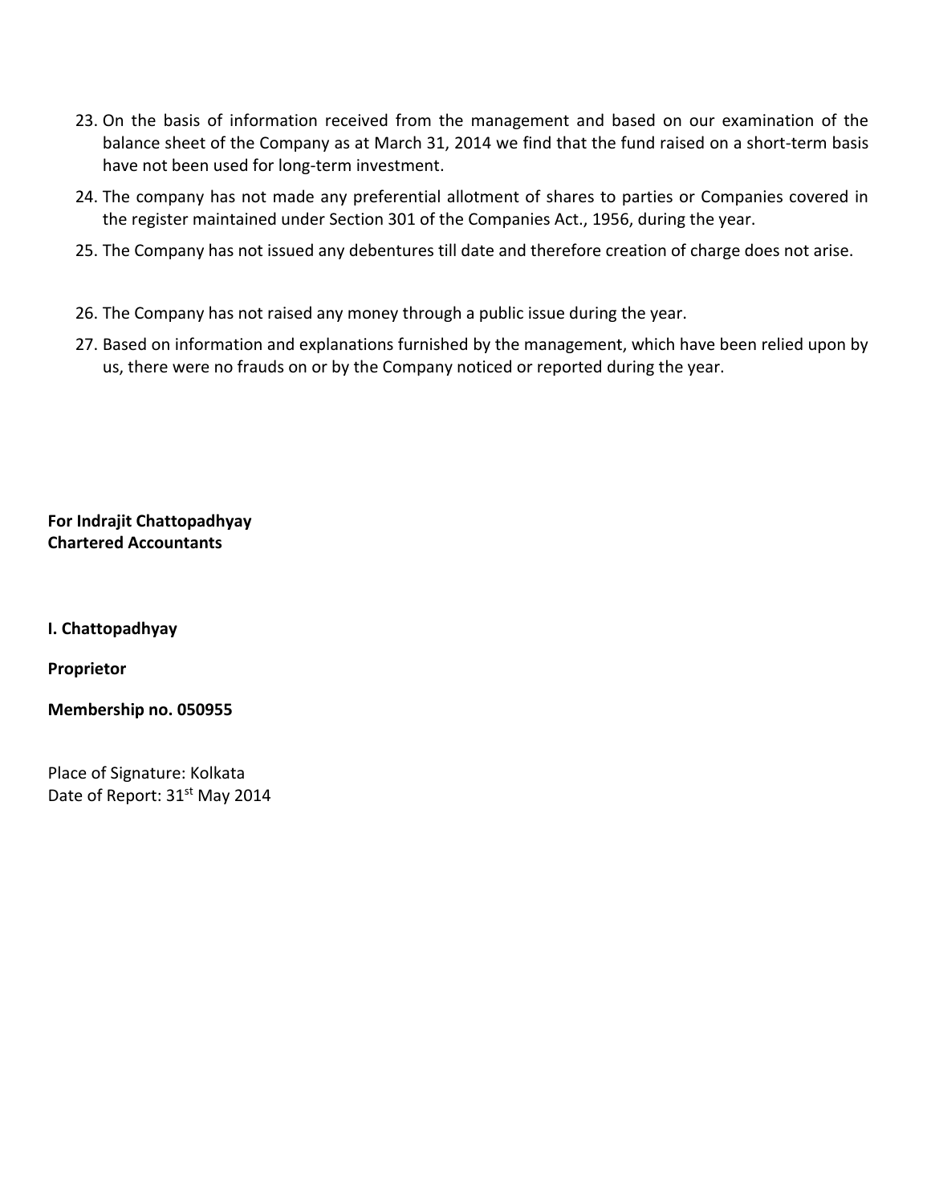23. On the basis of information received from the management and based on our examination of the balance sheet of the Company as at March 31, 2014 we find that the fund raised on a short-term basis have not been used for long-term investment.
24. The company has not made any preferential allotment of shares to parties or Companies covered in the register maintained under Section 301 of the Companies Act., 1956, during the year.
25. The Company has not issued any debentures till date and therefore creation of charge does not arise.
26. The Company has not raised any money through a public issue during the year.
27. Based on information and explanations furnished by the management, which have been relied upon by us, there were no frauds on or by the Company noticed or reported during the year.

**For Indrajit Chattopadhyay**
**Chartered Accountants**

**I. Chattopadhyay**

**Proprietor**

**Membership no. 050955**

Place of Signature: Kolkata
Date of Report: 31st May 2014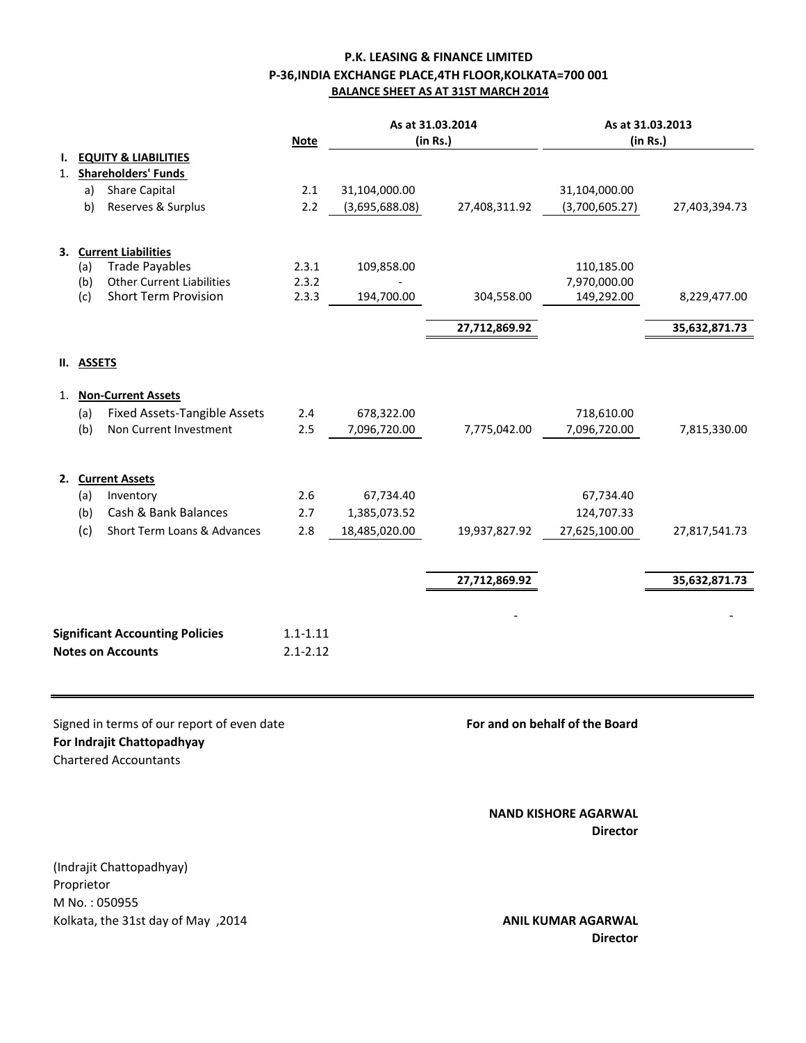**P.K. LEASING & FINANCE LIMITED**
**P-36,INDIA EXCHANGE PLACE,4TH FLOOR,KOLKATA=700 001**
**BALANCE SHEET AS AT 31ST MARCH 2014**

| | Note | As at 31.03.2014 (in Rs.) | | As at 31.03.2013 (in Rs.) | |
|---|---|---|---|---|---|
| **I. EQUITY & LIABILITIES** | | | | | |
| **1. Shareholders' Funds** | | | | | |
| a) Share Capital | 2.1 | 31,104,000.00 | | 31,104,000.00 | |
| b) Reserves & Surplus | 2.2 | (3,695,688.08) | 27,408,311.92 | (3,700,605.27) | 27,403,394.73 |
| **3. Current Liabilities** | | | | | |
| (a) Trade Payables | 2.3.1 | 109,858.00 | | 110,185.00 | |
| (b) Other Current Liabilities | 2.3.2 | - | | 7,970,000.00 | |
| (c) Short Term Provision | 2.3.3 | 194,700.00 | 304,558.00 | 149,292.00 | 8,229,477.00 |
| | | | **27,712,869.92** | | **35,632,871.73** |
| **II. ASSETS** | | | | | |
| **1. Non-Current Assets** | | | | | |
| (a) Fixed Assets-Tangible Assets | 2.4 | 678,322.00 | | 718,610.00 | |
| (b) Non Current Investment | 2.5 | 7,096,720.00 | 7,775,042.00 | 7,096,720.00 | 7,815,330.00 |
| **2. Current Assets** | | | | | |
| (a) Inventory | 2.6 | 67,734.40 | | 67,734.40 | |
| (b) Cash & Bank Balances | 2.7 | 1,385,073.52 | | 124,707.33 | |
| (c) Short Term Loans & Advances | 2.8 | 18,485,020.00 | 19,937,827.92 | 27,625,100.00 | 27,817,541.73 |
| | | | **27,712,869.92** | | **35,632,871.73** |
| | | | - | | - |

**Significant Accounting Policies** 1.1-1.11
**Notes on Accounts** 2.1-2.12

Signed in terms of our report of even date
**For Indrajit Chattopadhyay**
Chartered Accountants

**For and on behalf of the Board**

**NAND KISHORE AGARWAL**
**Director**

(Indrajit Chattopadhyay)
Proprietor
M No. : 050955
Kolkata, the 31st day of May ,2014

**ANIL KUMAR AGARWAL**
**Director**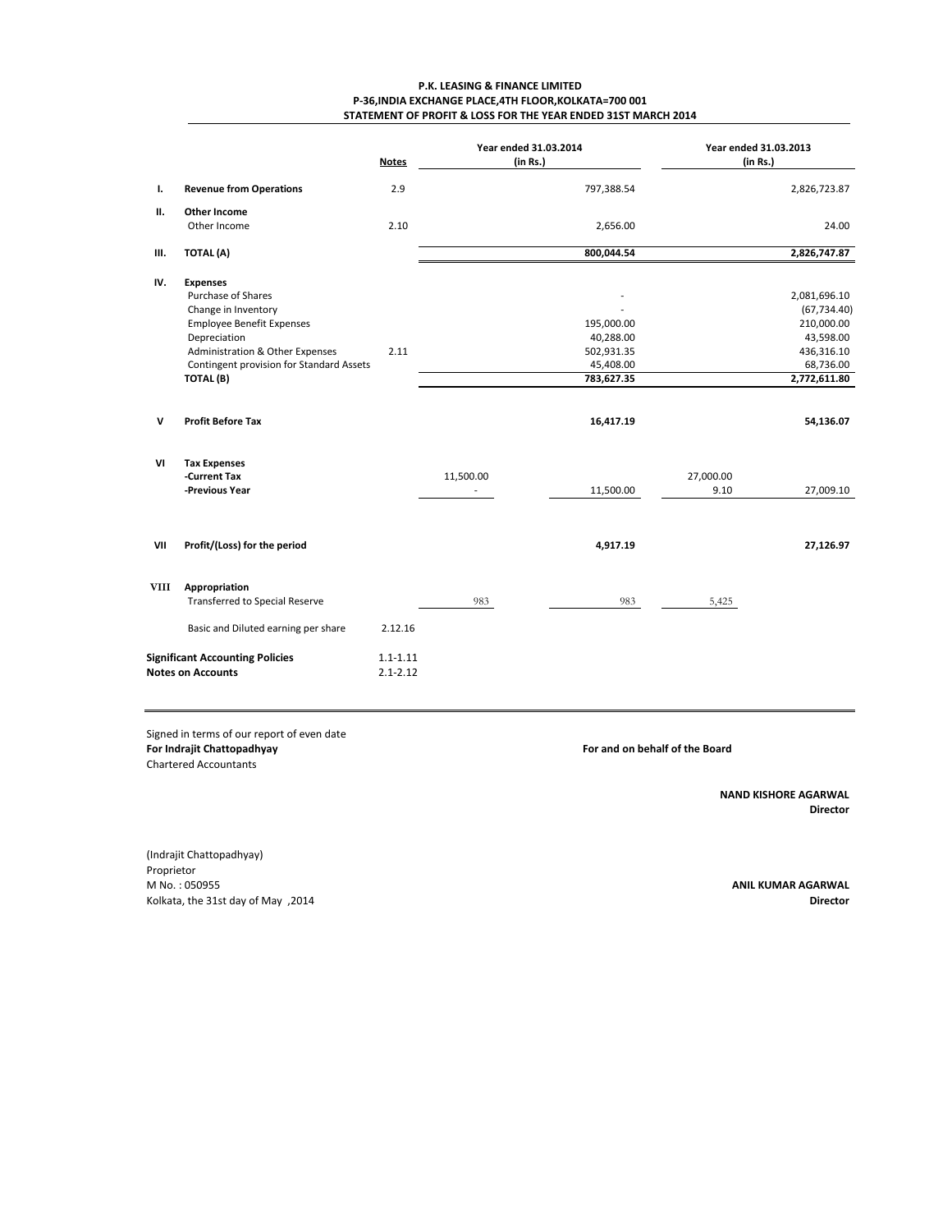**P.K. LEASING & FINANCE LIMITED**
**P-36,INDIA EXCHANGE PLACE,4TH FLOOR,KOLKATA=700 001**
**STATEMENT OF PROFIT & LOSS FOR THE YEAR ENDED 31ST MARCH 2014**

| | | Notes | Year ended 31.03.2014 (in Rs.) | | Year ended 31.03.2013 (in Rs.) | |
|---|---|---|---|---|---|---|
| I. | **Revenue from Operations** | 2.9 | | 797,388.54 | | 2,826,723.87 |
| II. | **Other Income** | | | | | |
| | Other Income | 2.10 | | 2,656.00 | | 24.00 |
| III. | **TOTAL (A)** | | | **800,044.54** | | **2,826,747.87** |
| IV. | **Expenses** | | | | | |
| | Purchase of Shares | | | - | | 2,081,696.10 |
| | Change in Inventory | | | - | | (67,734.40) |
| | Employee Benefit Expenses | | | 195,000.00 | | 210,000.00 |
| | Depreciation | | | 40,288.00 | | 43,598.00 |
| | Administration & Other Expenses | 2.11 | | 502,931.35 | | 436,316.10 |
| | Contingent provision for Standard Assets | | | 45,408.00 | | 68,736.00 |
| | **TOTAL (B)** | | | **783,627.35** | | **2,772,611.80** |
| V | **Profit Before Tax** | | | **16,417.19** | | **54,136.07** |
| VI | **Tax Expenses** | | | | | |
| | **-Current Tax** | | 11,500.00 | | 27,000.00 | |
| | **-Previous Year** | | - | 11,500.00 | 9.10 | 27,009.10 |
| VII | **Profit/(Loss) for the period** | | | **4,917.19** | | **27,126.97** |
| VIII | **Appropriation** | | | | | |
| | Transferred to Special Reserve | | 983 | 983 | 5,425 | |
| | Basic and Diluted earning per share | 2.12.16 | | | | |
| | **Significant Accounting Policies** | 1.1-1.11 | | | | |
| | **Notes on Accounts** | 2.1-2.12 | | | | |

Signed in terms of our report of even date
**For Indrajit Chattopadhyay**
Chartered Accountants

**For and on behalf of the Board**

**NAND KISHORE AGARWAL**
**Director**

(Indrajit Chattopadhyay)
Proprietor
M No. : 050955
Kolkata, the 31st day of May ,2014

**ANIL KUMAR AGARWAL**
**Director**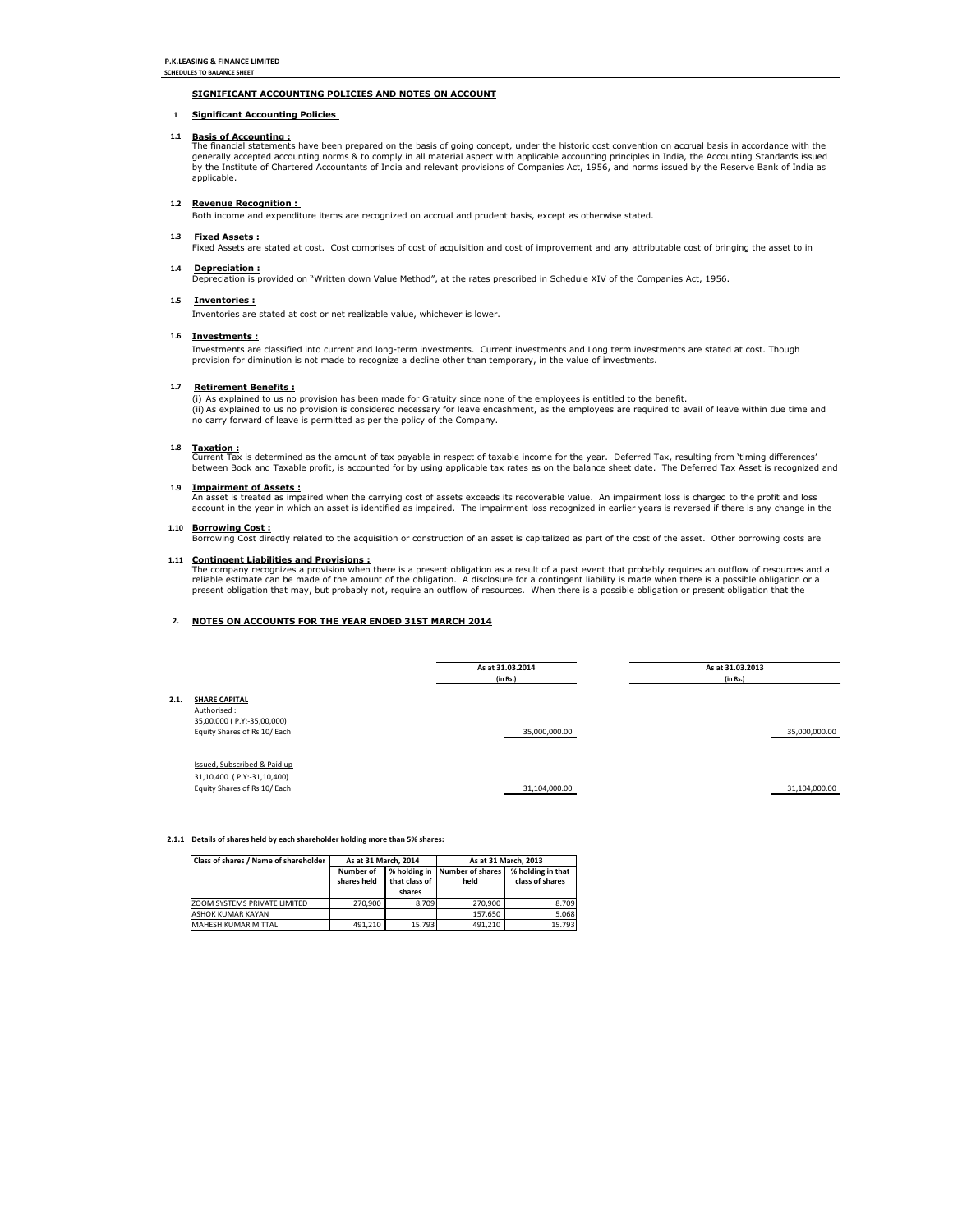**P.K.LEASING & FINANCE LIMITED**
**SCHEDULES TO BALANCE SHEET**

## SIGNIFICANT ACCOUNTING POLICIES AND NOTES ON ACCOUNT

### 1 Significant Accounting Policies

**1.1 Basis of Accounting :**
The financial statements have been prepared on the basis of going concept, under the historic cost convention on accrual basis in accordance with the generally accepted accounting norms & to comply in all material aspect with applicable accounting principles in India, the Accounting Standards issued by the Institute of Chartered Accountants of India and relevant provisions of Companies Act, 1956, and norms issued by the Reserve Bank of India as applicable.

**1.2 Revenue Recognition :**
Both income and expenditure items are recognized on accrual and prudent basis, except as otherwise stated.

**1.3 Fixed Assets :**
Fixed Assets are stated at cost. Cost comprises of cost of acquisition and cost of improvement and any attributable cost of bringing the asset to in

**1.4 Depreciation :**
Depreciation is provided on "Written down Value Method", at the rates prescribed in Schedule XIV of the Companies Act, 1956.

**1.5 Inventories :**
Inventories are stated at cost or net realizable value, whichever is lower.

**1.6 Investments :**
Investments are classified into current and long-term investments. Current investments and Long term investments are stated at cost. Though provision for diminution is not made to recognize a decline other than temporary, in the value of investments.

**1.7 Retirement Benefits :**
(i) As explained to us no provision has been made for Gratuity since none of the employees is entitled to the benefit.
(ii) As explained to us no provision is considered necessary for leave encashment, as the employees are required to avail of leave within due time and no carry forward of leave is permitted as per the policy of the Company.

**1.8 Taxation :**
Current Tax is determined as the amount of tax payable in respect of taxable income for the year. Deferred Tax, resulting from 'timing differences' between Book and Taxable profit, is accounted for by using applicable tax rates as on the balance sheet date. The Deferred Tax Asset is recognized and

**1.9 Impairment of Assets :**
An asset is treated as impaired when the carrying cost of assets exceeds its recoverable value. An impairment loss is charged to the profit and loss account in the year in which an asset is identified as impaired. The impairment loss recognized in earlier years is reversed if there is any change in the

**1.10 Borrowing Cost :**
Borrowing Cost directly related to the acquisition or construction of an asset is capitalized as part of the cost of the asset. Other borrowing costs are

**1.11 Contingent Liabilities and Provisions :**
The company recognizes a provision when there is a present obligation as a result of a past event that probably requires an outflow of resources and a reliable estimate can be made of the amount of the obligation. A disclosure for a contingent liability is made when there is a possible obligation or a present obligation that may, but probably not, require an outflow of resources. When there is a possible obligation or present obligation that the

### 2. NOTES ON ACCOUNTS FOR THE YEAR ENDED 31ST MARCH 2014

| | | As at 31.03.2014 (in Rs.) | As at 31.03.2013 (in Rs.) |
|---|---|---|---|
| 2.1. | **SHARE CAPITAL** | | |
| | Authorised : | | |
| | 35,00,000 ( P.Y:-35,00,000) Equity Shares of Rs 10/ Each | 35,000,000.00 | 35,000,000.00 |
| | Issued, Subscribed & Paid up | | |
| | 31,10,400 ( P.Y:-31,10,400) Equity Shares of Rs 10/ Each | 31,104,000.00 | 31,104,000.00 |

**2.1.1 Details of shares held by each shareholder holding more than 5% shares:**

| Class of shares / Name of shareholder | As at 31 March, 2014 | | As at 31 March, 2013 | |
|---|---|---|---|---|
| | Number of shares held | % holding in that class of shares | Number of shares held | % holding in that class of shares |
| ZOOM SYSTEMS PRIVATE LIMITED | 270,900 | 8.709 | 270,900 | 8.709 |
| ASHOK KUMAR KAYAN | | | 157,650 | 5.068 |
| MAHESH KUMAR MITTAL | 491,210 | 15.793 | 491,210 | 15.793 |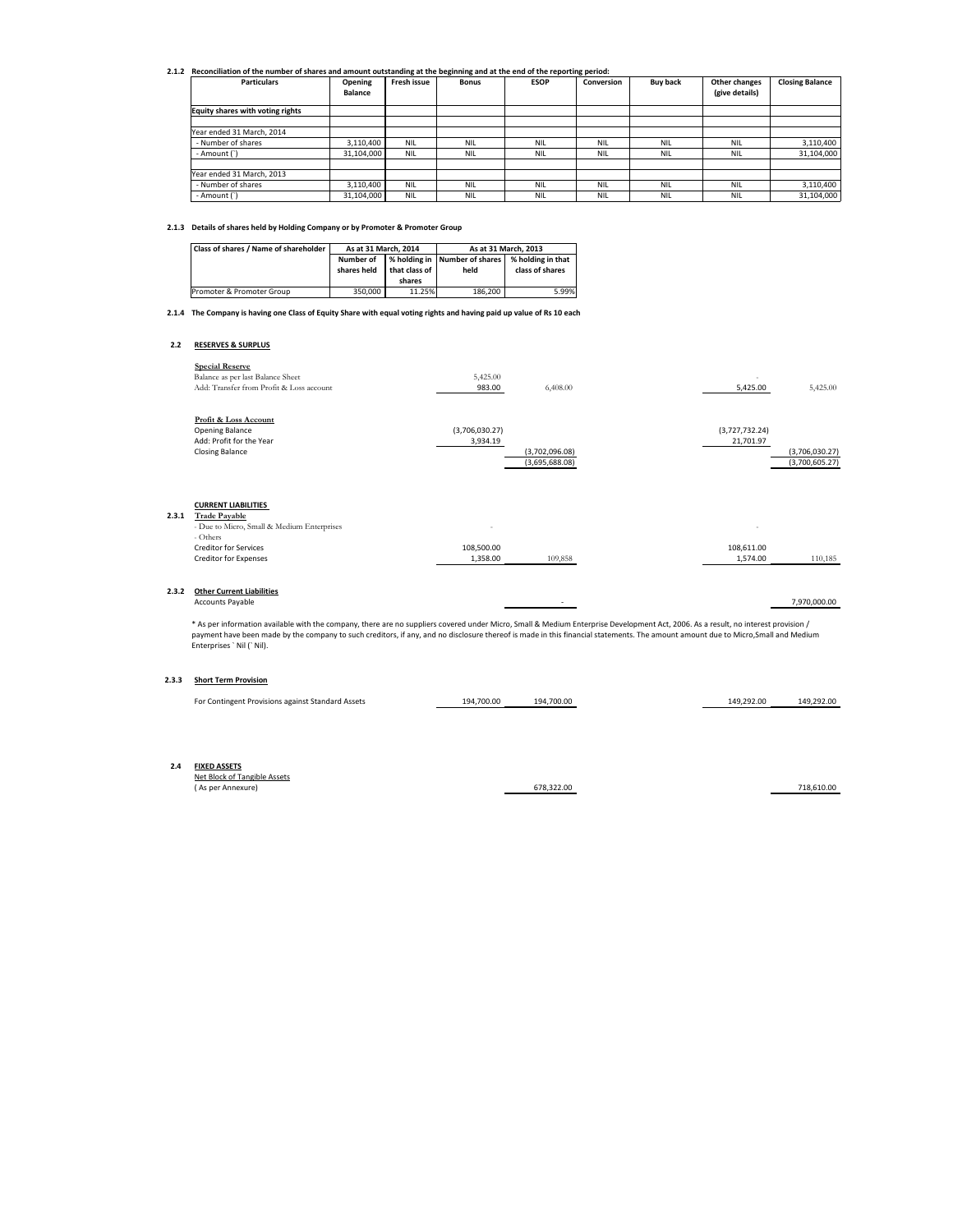**2.1.2 Reconciliation of the number of shares and amount outstanding at the beginning and at the end of the reporting period:**

| Particulars | Opening Balance | Fresh issue | Bonus | ESOP | Conversion | Buy back | Other changes (give details) | Closing Balance |
|---|---|---|---|---|---|---|---|---|
| **Equity shares with voting rights** | | | | | | | | |
| | | | | | | | | |
| Year ended 31 March, 2014 | | | | | | | | |
| - Number of shares | 3,110,400 | NIL | NIL | NIL | NIL | NIL | NIL | 3,110,400 |
| - Amount (`) | 31,104,000 | NIL | NIL | NIL | NIL | NIL | NIL | 31,104,000 |
| | | | | | | | | |
| Year ended 31 March, 2013 | | | | | | | | |
| - Number of shares | 3,110,400 | NIL | NIL | NIL | NIL | NIL | NIL | 3,110,400 |
| - Amount (`) | 31,104,000 | NIL | NIL | NIL | NIL | NIL | NIL | 31,104,000 |

**2.1.3 Details of shares held by Holding Company or by Promoter & Promoter Group**

| Class of shares / Name of shareholder | As at 31 March, 2014 | | As at 31 March, 2013 | |
|---|---|---|---|---|
| | Number of shares held | % holding in that class of shares | Number of shares held | % holding in that class of shares |
| Promoter & Promoter Group | 350,000 | 11.25% | 186,200 | 5.99% |

**2.1.4 The Company is having one Class of Equity Share with equal voting rights and having paid up value of Rs 10 each**

## 2.2 RESERVES & SURPLUS

| | | | | |
|---|---|---|---|---|
| **Special Reserve** | | | | |
| Balance as per last Balance Sheet | 5,425.00 | | - | |
| Add: Transfer from Profit & Loss account | 983.00 | 6,408.00 | 5,425.00 | 5,425.00 |
| | | | | |
| **Profit & Loss Account** | | | | |
| Opening Balance | (3,706,030.27) | | (3,727,732.24) | |
| Add: Profit for the Year | 3,934.19 | | 21,701.97 | |
| Closing Balance | | (3,702,096.08) | | (3,706,030.27) |
| | | (3,695,688.08) | | (3,700,605.27) |

**CURRENT LIABILITIES**

**2.3.1 Trade Payable**

| | | | | |
|---|---|---|---|---|
| - Due to Micro, Small & Medium Enterprises | - | | - | |
| - Others | | | | |
| Creditor for Services | 108,500.00 | | 108,611.00 | |
| Creditor for Expenses | 1,358.00 | 109,858 | 1,574.00 | 110,185 |

**2.3.2 Other Current Liabilities**

| | | |
|---|---|---|
| Accounts Payable | - | 7,970,000.00 |

\* As per information available with the company, there are no suppliers covered under Micro, Small & Medium Enterprise Development Act, 2006. As a result, no interest provision / payment have been made by the company to such creditors, if any, and no disclosure thereof is made in this financial statements. The amount amount due to Micro,Small and Medium Enterprises ` Nil (` Nil).

**2.3.3 Short Term Provision**

| | | | | |
|---|---|---|---|---|
| For Contingent Provisions against Standard Assets | 194,700.00 | 194,700.00 | 149,292.00 | 149,292.00 |

## 2.4 FIXED ASSETS

| | | |
|---|---|---|
| Net Block of Tangible Assets | | |
| ( As per Annexure) | 678,322.00 | 718,610.00 |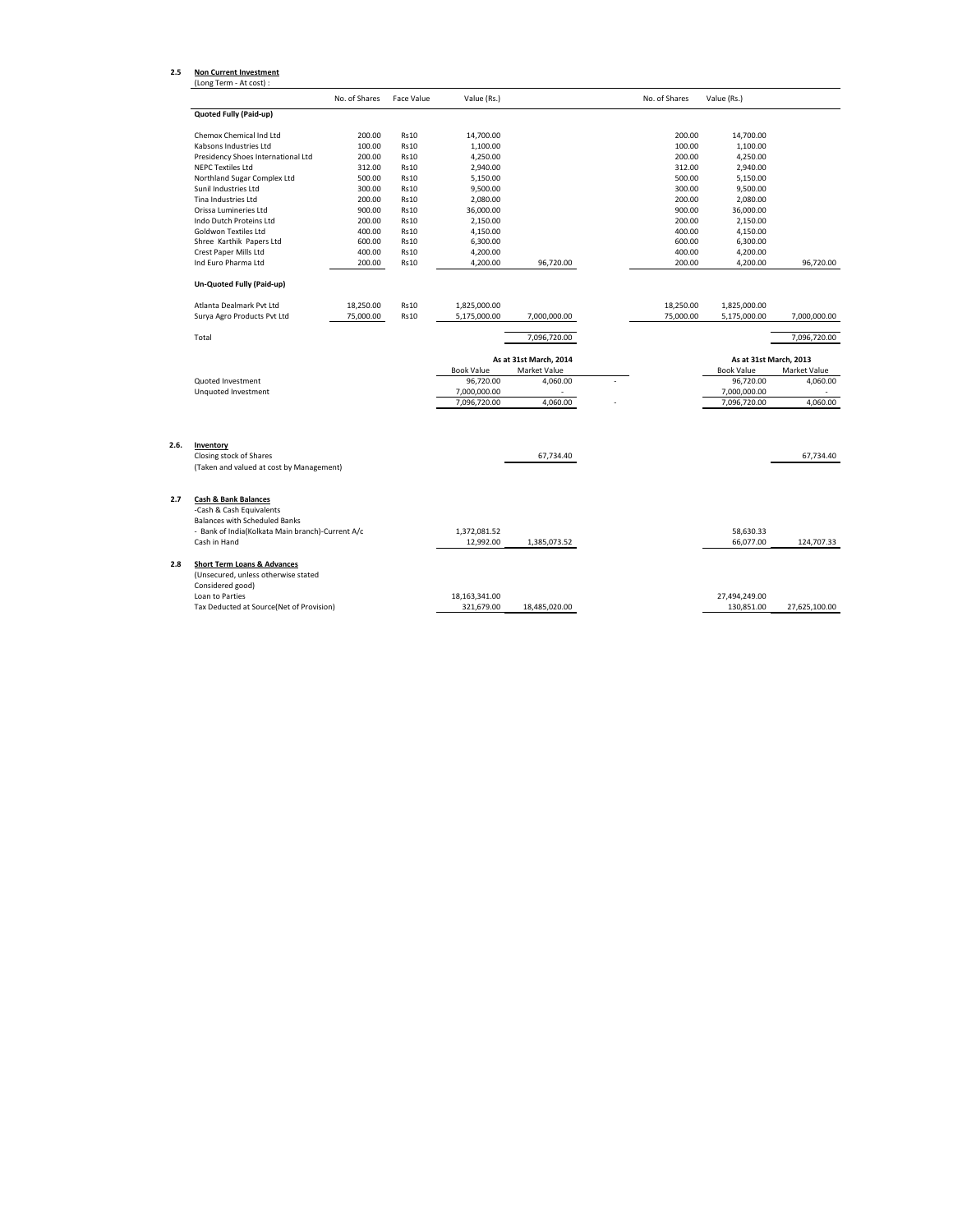**2.5 Non Current Investment**

(Long Term - At cost) :

| | No. of Shares | Face Value | Value (Rs.) | | No. of Shares | Value (Rs.) | |
|---|---|---|---|---|---|---|---|
| **Quoted Fully (Paid-up)** | | | | | | | |
| Chemox Chemical Ind Ltd | 200.00 | Rs10 | 14,700.00 | | 200.00 | 14,700.00 | |
| Kabsons Industries Ltd | 100.00 | Rs10 | 1,100.00 | | 100.00 | 1,100.00 | |
| Presidency Shoes International Ltd | 200.00 | Rs10 | 4,250.00 | | 200.00 | 4,250.00 | |
| NEPC Textiles Ltd | 312.00 | Rs10 | 2,940.00 | | 312.00 | 2,940.00 | |
| Northland Sugar Complex Ltd | 500.00 | Rs10 | 5,150.00 | | 500.00 | 5,150.00 | |
| Sunil Industries Ltd | 300.00 | Rs10 | 9,500.00 | | 300.00 | 9,500.00 | |
| Tina Industries Ltd | 200.00 | Rs10 | 2,080.00 | | 200.00 | 2,080.00 | |
| Orissa Lumineries Ltd | 900.00 | Rs10 | 36,000.00 | | 900.00 | 36,000.00 | |
| Indo Dutch Proteins Ltd | 200.00 | Rs10 | 2,150.00 | | 200.00 | 2,150.00 | |
| Goldwon Textiles Ltd | 400.00 | Rs10 | 4,150.00 | | 400.00 | 4,150.00 | |
| Shree Karthik Papers Ltd | 600.00 | Rs10 | 6,300.00 | | 600.00 | 6,300.00 | |
| Crest Paper Mills Ltd | 400.00 | Rs10 | 4,200.00 | | 400.00 | 4,200.00 | |
| Ind Euro Pharma Ltd | 200.00 | Rs10 | 4,200.00 | 96,720.00 | 200.00 | 4,200.00 | 96,720.00 |
| **Un-Quoted Fully (Paid-up)** | | | | | | | |
| Atlanta Dealmark Pvt Ltd | 18,250.00 | Rs10 | 1,825,000.00 | | 18,250.00 | 1,825,000.00 | |
| Surya Agro Products Pvt Ltd | 75,000.00 | Rs10 | 5,175,000.00 | 7,000,000.00 | 75,000.00 | 5,175,000.00 | 7,000,000.00 |
| Total | | | | 7,096,720.00 | | | 7,096,720.00 |

| | As at 31st March, 2014 | | | As at 31st March, 2013 | |
|---|---|---|---|---|---|
| | Book Value | Market Value | | Book Value | Market Value |
| Quoted Investment | 96,720.00 | 4,060.00 | - | 96,720.00 | 4,060.00 |
| Unquoted Investment | 7,000,000.00 | - | | 7,000,000.00 | - |
| | 7,096,720.00 | 4,060.00 | - | 7,096,720.00 | 4,060.00 |

**2.6. Inventory**

| | | 2014 | | 2013 |
|---|---|---|---|---|
| Closing stock of Shares | | 67,734.40 | | 67,734.40 |
| (Taken and valued at cost by Management) | | | | |

**2.7 Cash & Bank Balances**

| | | | | |
|---|---|---|---|---|
| -Cash & Cash Equivalents | | | | |
| Balances with Scheduled Banks | | | | |
| - Bank of India(Kolkata Main branch)-Current A/c | 1,372,081.52 | | 58,630.33 | |
| Cash in Hand | 12,992.00 | 1,385,073.52 | 66,077.00 | 124,707.33 |

**2.8 Short Term Loans & Advances**

| | | | | |
|---|---|---|---|---|
| (Unsecured, unless otherwise stated Considered good) | | | | |
| Loan to Parties | 18,163,341.00 | | 27,494,249.00 | |
| Tax Deducted at Source(Net of Provision) | 321,679.00 | 18,485,020.00 | 130,851.00 | 27,625,100.00 |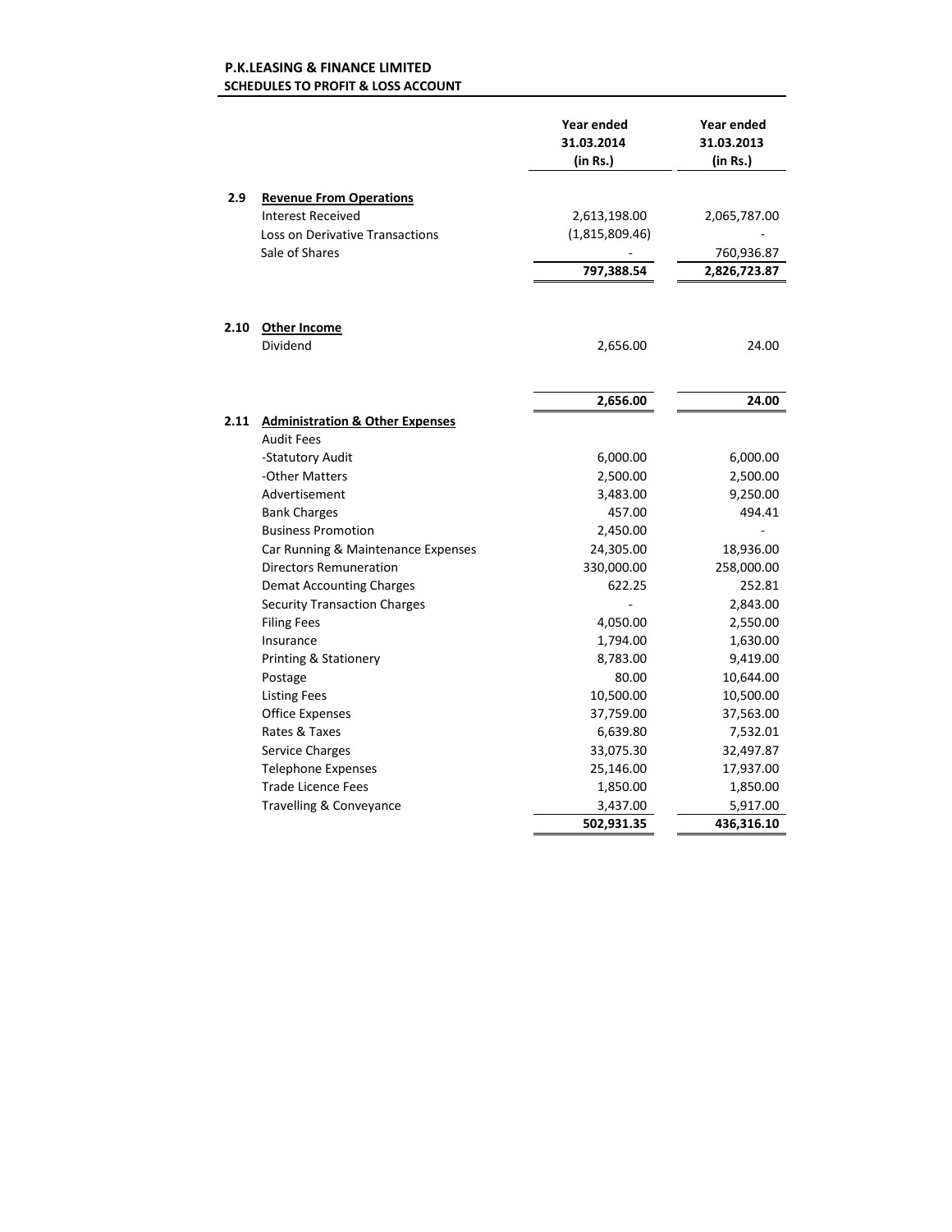**P.K.LEASING & FINANCE LIMITED**
**SCHEDULES TO PROFIT & LOSS ACCOUNT**

| | | Year ended 31.03.2014 (in Rs.) | Year ended 31.03.2013 (in Rs.) |
|---|---|---|---|
| **2.9** | **Revenue From Operations** | | |
| | Interest Received | 2,613,198.00 | 2,065,787.00 |
| | Loss on Derivative Transactions | (1,815,809.46) | - |
| | Sale of Shares | - | 760,936.87 |
| | | **797,388.54** | **2,826,723.87** |
| **2.10** | **Other Income** | | |
| | Dividend | 2,656.00 | 24.00 |
| | | **2,656.00** | **24.00** |
| **2.11** | **Administration & Other Expenses** | | |
| | Audit Fees | | |
| | -Statutory Audit | 6,000.00 | 6,000.00 |
| | -Other Matters | 2,500.00 | 2,500.00 |
| | Advertisement | 3,483.00 | 9,250.00 |
| | Bank Charges | 457.00 | 494.41 |
| | Business Promotion | 2,450.00 | - |
| | Car Running & Maintenance Expenses | 24,305.00 | 18,936.00 |
| | Directors Remuneration | 330,000.00 | 258,000.00 |
| | Demat Accounting Charges | 622.25 | 252.81 |
| | Security Transaction Charges | - | 2,843.00 |
| | Filing Fees | 4,050.00 | 2,550.00 |
| | Insurance | 1,794.00 | 1,630.00 |
| | Printing & Stationery | 8,783.00 | 9,419.00 |
| | Postage | 80.00 | 10,644.00 |
| | Listing Fees | 10,500.00 | 10,500.00 |
| | Office Expenses | 37,759.00 | 37,563.00 |
| | Rates & Taxes | 6,639.80 | 7,532.01 |
| | Service Charges | 33,075.30 | 32,497.87 |
| | Telephone Expenses | 25,146.00 | 17,937.00 |
| | Trade Licence Fees | 1,850.00 | 1,850.00 |
| | Travelling & Conveyance | 3,437.00 | 5,917.00 |
| | | **502,931.35** | **436,316.10** |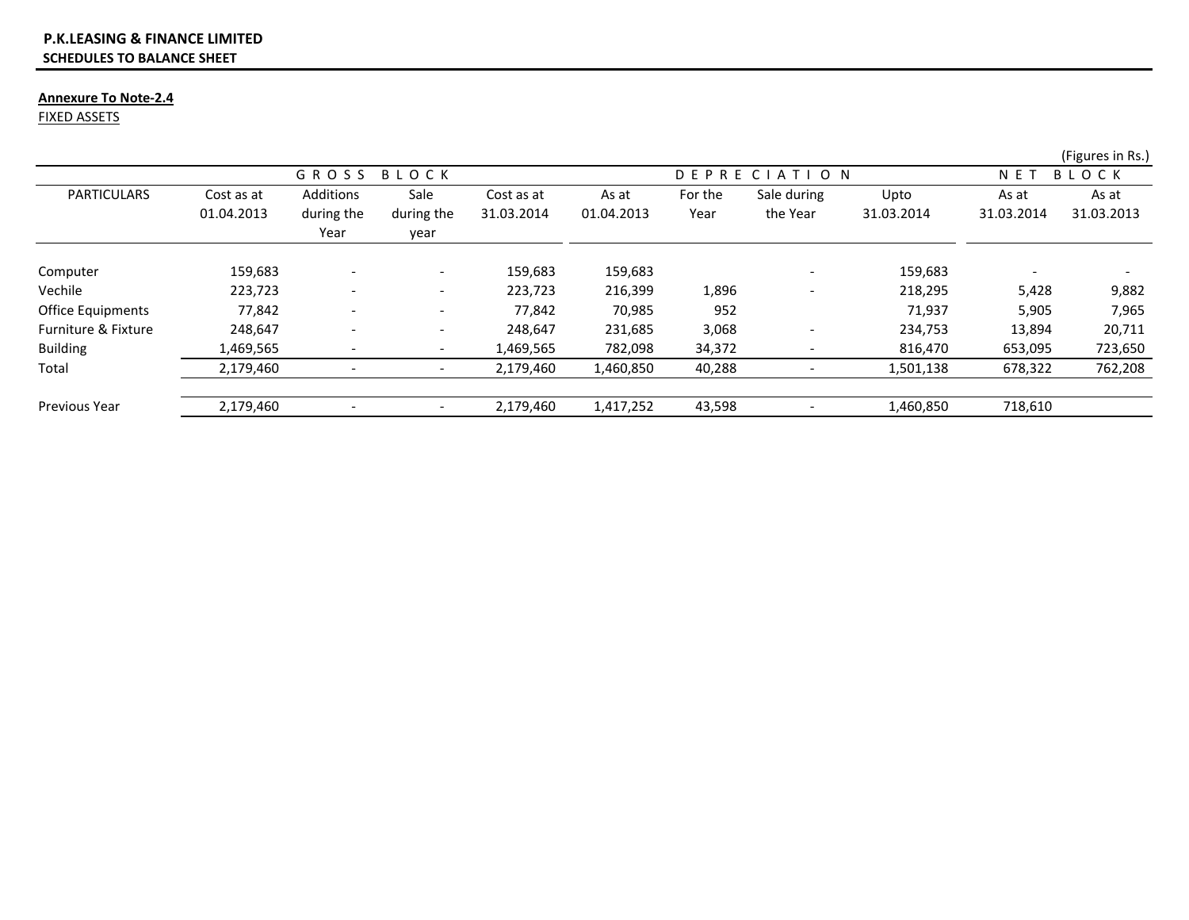**P.K.LEASING & FINANCE LIMITED**
**SCHEDULES TO BALANCE SHEET**

**Annexure To Note-2.4**
FIXED ASSETS

(Figures in Rs.)

| | GROSS BLOCK | | | | DEPRECIATION | | | | NET BLOCK | |
|---|---|---|---|---|---|---|---|---|---|---|
| PARTICULARS | Cost as at 01.04.2013 | Additions during the Year | Sale during the year | Cost as at 31.03.2014 | As at 01.04.2013 | For the Year | Sale during the Year | Upto 31.03.2014 | As at 31.03.2014 | As at 31.03.2013 |
| Computer | 159,683 | - | - | 159,683 | 159,683 | | - | 159,683 | - | - |
| Vechile | 223,723 | - | - | 223,723 | 216,399 | 1,896 | - | 218,295 | 5,428 | 9,882 |
| Office Equipments | 77,842 | - | - | 77,842 | 70,985 | 952 | | 71,937 | 5,905 | 7,965 |
| Furniture & Fixture | 248,647 | - | - | 248,647 | 231,685 | 3,068 | - | 234,753 | 13,894 | 20,711 |
| Building | 1,469,565 | - | - | 1,469,565 | 782,098 | 34,372 | - | 816,470 | 653,095 | 723,650 |
| Total | 2,179,460 | - | - | 2,179,460 | 1,460,850 | 40,288 | - | 1,501,138 | 678,322 | 762,208 |
| Previous Year | 2,179,460 | - | - | 2,179,460 | 1,417,252 | 43,598 | - | 1,460,850 | 718,610 | |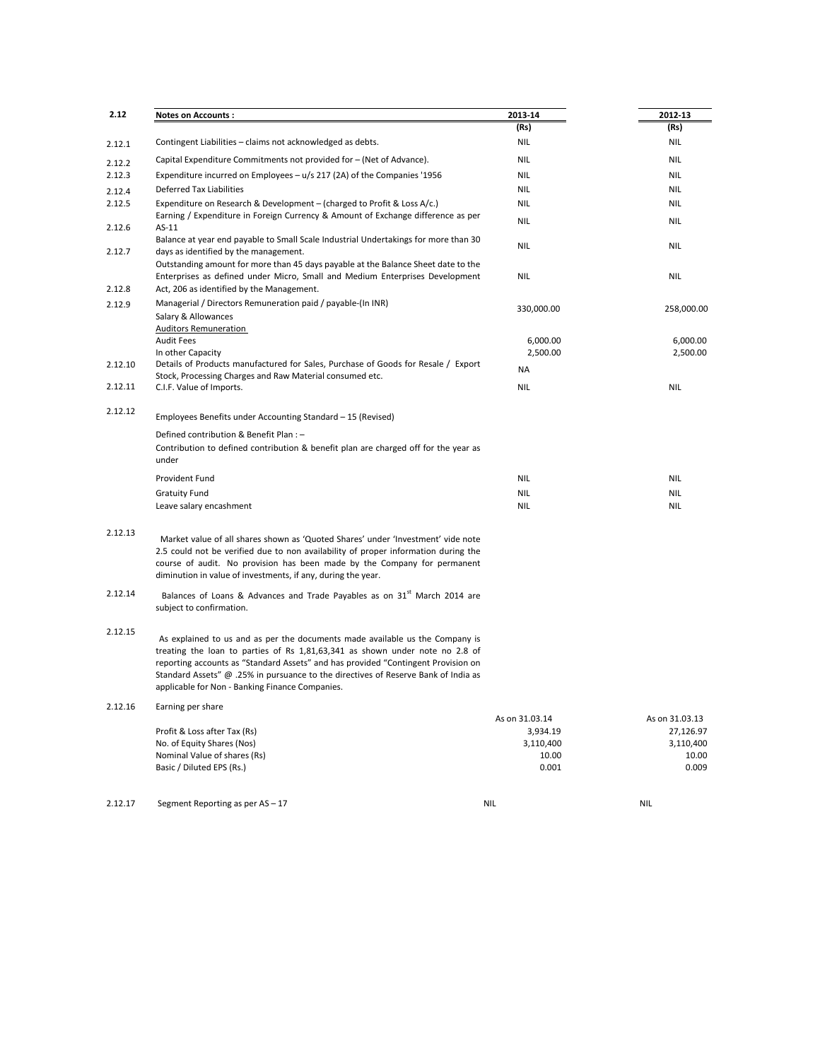| 2.12 | Notes on Accounts : | 2013-14 | 2012-13 |
|---|---|---|---|
| | | (Rs) | (Rs) |
| 2.12.1 | Contingent Liabilities – claims not acknowledged as debts. | NIL | NIL |
| 2.12.2 | Capital Expenditure Commitments not provided for – (Net of Advance). | NIL | NIL |
| 2.12.3 | Expenditure incurred on Employees – u/s 217 (2A) of the Companies '1956 | NIL | NIL |
| 2.12.4 | Deferred Tax Liabilities | NIL | NIL |
| 2.12.5 | Expenditure on Research & Development – (charged to Profit & Loss A/c.) | NIL | NIL |
| 2.12.6 | Earning / Expenditure in Foreign Currency & Amount of Exchange difference as per AS-11 | NIL | NIL |
| 2.12.7 | Balance at year end payable to Small Scale Industrial Undertakings for more than 30 days as identified by the management. | NIL | NIL |
| 2.12.8 | Outstanding amount for more than 45 days payable at the Balance Sheet date to the Enterprises as defined under Micro, Small and Medium Enterprises Development Act, 206 as identified by the Management. | NIL | NIL |
| 2.12.9 | Managerial / Directors Remuneration paid / payable-(In INR) | | |
| | Salary & Allowances | 330,000.00 | 258,000.00 |
| | Auditors Remuneration | | |
| | Audit Fees | 6,000.00 | 6,000.00 |
| | In other Capacity | 2,500.00 | 2,500.00 |
| 2.12.10 | Details of Products manufactured for Sales, Purchase of Goods for Resale / Export Stock, Processing Charges and Raw Material consumed etc. | NA | |
| 2.12.11 | C.I.F. Value of Imports. | NIL | NIL |
| 2.12.12 | Employees Benefits under Accounting Standard – 15 (Revised) | | |
| | Defined contribution & Benefit Plan : – | | |
| | Contribution to defined contribution & benefit plan are charged off for the year as under | | |
| | Provident Fund | NIL | NIL |
| | Gratuity Fund | NIL | NIL |
| | Leave salary encashment | NIL | NIL |

2.12.13 Market value of all shares shown as 'Quoted Shares' under 'Investment' vide note 2.5 could not be verified due to non availability of proper information during the course of audit. No provision has been made by the Company for permanent diminution in value of investments, if any, during the year.

2.12.14 Balances of Loans & Advances and Trade Payables as on 31st March 2014 are subject to confirmation.

2.12.15 As explained to us and as per the documents made available us the Company is treating the loan to parties of Rs 1,81,63,341 as shown under note no 2.8 of reporting accounts as "Standard Assets" and has provided "Contingent Provision on Standard Assets" @ .25% in pursuance to the directives of Reserve Bank of India as applicable for Non - Banking Finance Companies.

2.12.16 Earning per share

| | As on 31.03.14 | As on 31.03.13 |
|---|---|---|
| Profit & Loss after Tax (Rs) | 3,934.19 | 27,126.97 |
| No. of Equity Shares (Nos) | 3,110,400 | 3,110,400 |
| Nominal Value of shares (Rs) | 10.00 | 10.00 |
| Basic / Diluted EPS (Rs.) | 0.001 | 0.009 |

| 2.12.17 | Segment Reporting as per AS – 17 | NIL | NIL |
|---|---|---|---|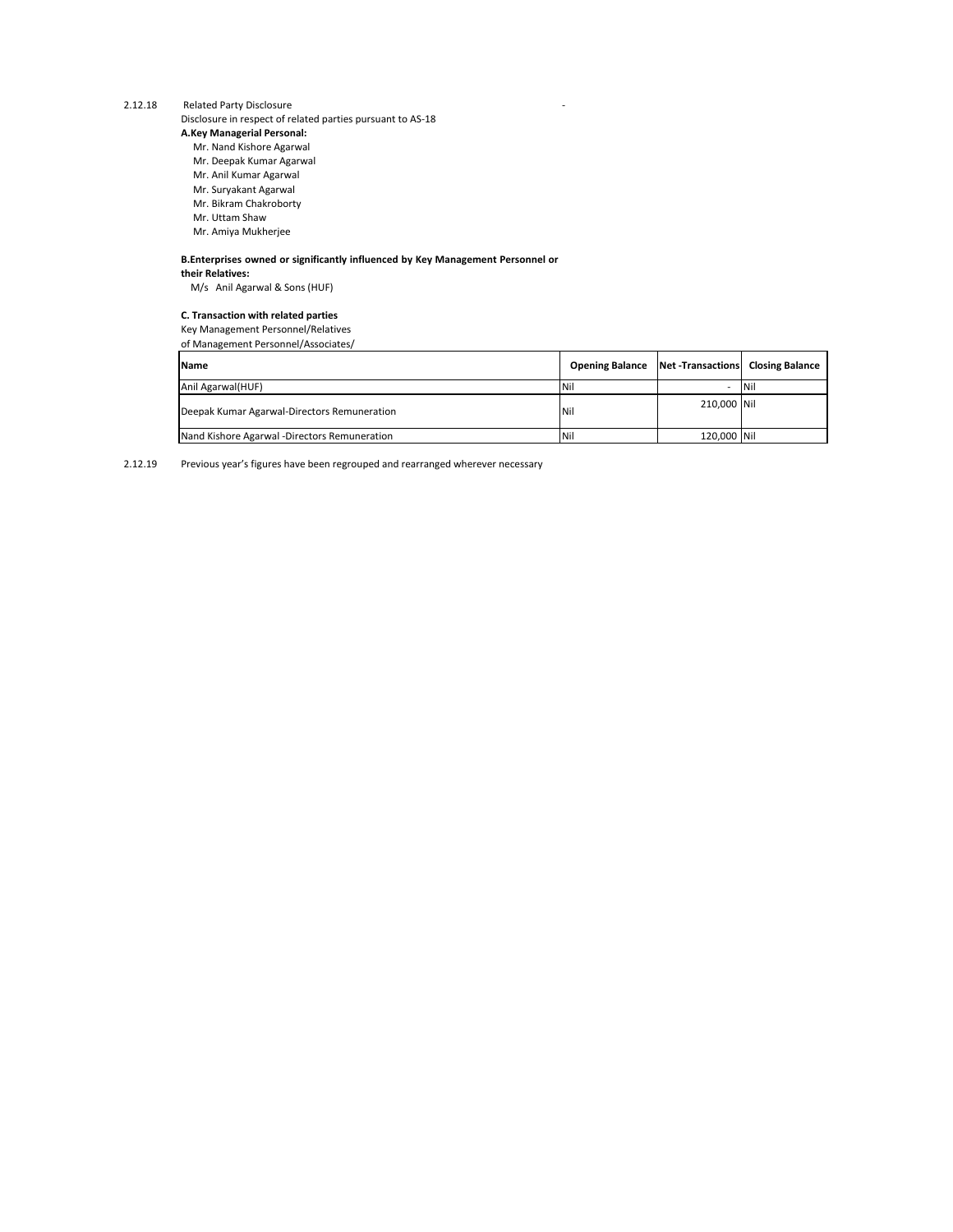2.12.18 Related Party Disclosure -

Disclosure in respect of related parties pursuant to AS-18

**A.Key Managerial Personal:**

Mr. Nand Kishore Agarwal
Mr. Deepak Kumar Agarwal
Mr. Anil Kumar Agarwal
Mr. Suryakant Agarwal
Mr. Bikram Chakroborty
Mr. Uttam Shaw
Mr. Amiya Mukherjee

**B.Enterprises owned or significantly influenced by Key Management Personnel or their Relatives:**

M/s Anil Agarwal & Sons (HUF)

**C. Transaction with related parties**

Key Management Personnel/Relatives
of Management Personnel/Associates/

| Name | Opening Balance | Net -Transactions | Closing Balance |
|---|---|---|---|
| Anil Agarwal(HUF) | Nil | - | Nil |
| Deepak Kumar Agarwal-Directors Remuneration | Nil | 210,000 | Nil |
| Nand Kishore Agarwal -Directors Remuneration | Nil | 120,000 | Nil |

2.12.19 Previous year's figures have been regrouped and rearranged wherever necessary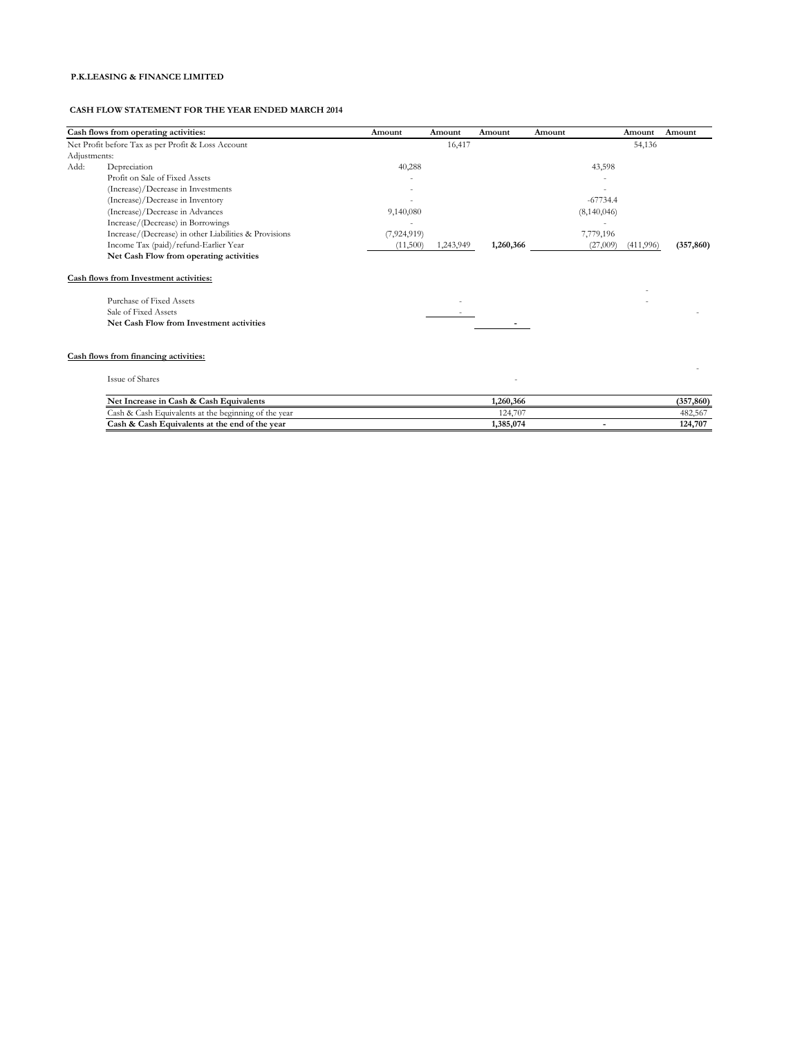**P.K.LEASING & FINANCE LIMITED**

**CASH FLOW STATEMENT FOR THE YEAR ENDED MARCH 2014**

| Cash flows from operating activities: | | Amount | Amount | Amount | Amount | | Amount | Amount |
|---|---|---|---|---|---|---|---|---|
| Net Profit before Tax as per Profit & Loss Account | | | 16,417 | | | | 54,136 | |
| Adjustments: | | | | | | | | |
| Add: | Depreciation | 40,288 | | | | 43,598 | | |
| | Profit on Sale of Fixed Assets | - | | | | - | | |
| | (Increase)/Decrease in Investments | - | | | | - | | |
| | (Increase)/Decrease in Inventory | - | | | | -67734.4 | | |
| | (Increase)/Decrease in Advances | 9,140,080 | | | | (8,140,046) | | |
| | Increase/(Decrease) in Borrowings | - | | | | - | | |
| | Increase/(Decrease) in other Liabilities & Provisions | (7,924,919) | | | | 7,779,196 | | |
| | Income Tax (paid)/refund-Earlier Year | (11,500) | 1,243,949 | 1,260,366 | | (27,009) | (411,996) | **(357,860)** |
| | **Net Cash Flow from operating activities** | | | | | | | |
| **Cash flows from Investment activities:** | | | | | | | | |
| | | | | | | | - | |
| | Purchase of Fixed Assets | | - | | | | - | |
| | Sale of Fixed Assets | | - | | | | | - |
| | **Net Cash Flow from Investment activities** | | | **-** | | | | |
| **Cash flows from financing activities:** | | | | | | | | |
| | | | | | | | | - |
| | Issue of Shares | | | - | | | | |
| | **Net Increase in Cash & Cash Equivalents** | | | **1,260,366** | | | | **(357,860)** |
| | Cash & Cash Equivalents at the beginning of the year | | | 124,707 | | | | 482,567 |
| | **Cash & Cash Equivalents at the end of the year** | | | **1,385,074** | | **-** | | **124,707** |